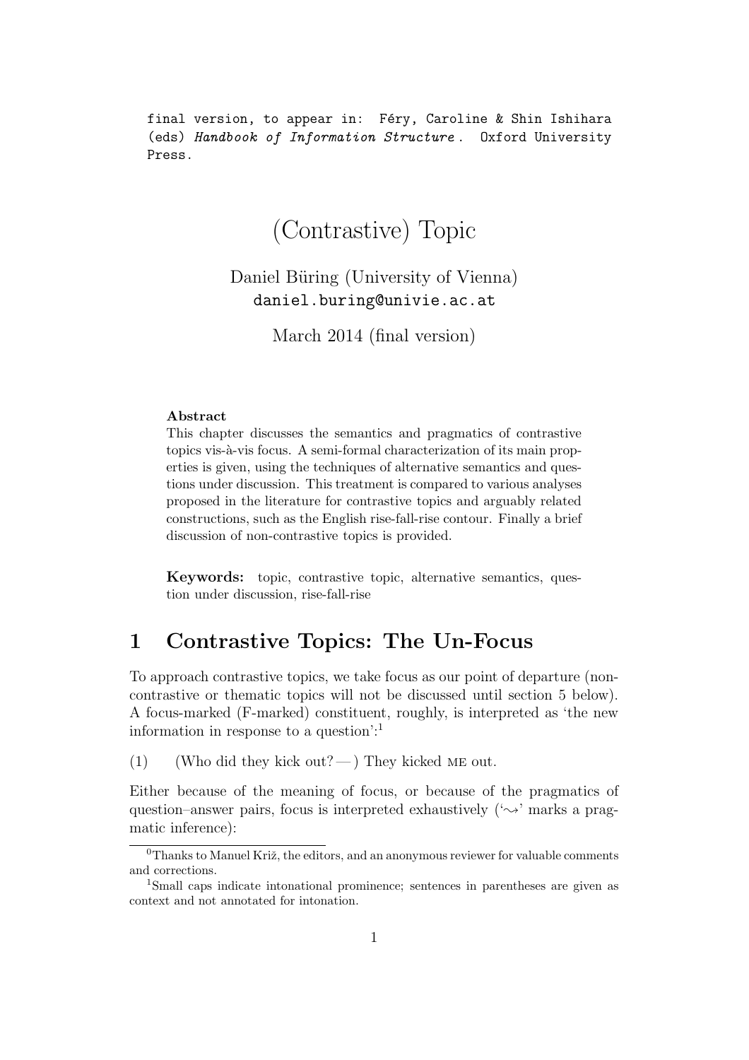final version, to appear in: Féry, Caroline & Shin Ishihara (eds) *Handbook of Information Structure*. Oxford University Press.

# (Contrastive) Topic

Daniel Büring (University of Vienna)
daniel.buring@univie.ac.at

March 2014 (final version)

**Abstract**
This chapter discusses the semantics and pragmatics of contrastive topics vis-à-vis focus. A semi-formal characterization of its main properties is given, using the techniques of alternative semantics and questions under discussion. This treatment is compared to various analyses proposed in the literature for contrastive topics and arguably related constructions, such as the English rise-fall-rise contour. Finally a brief discussion of non-contrastive topics is provided.

**Keywords:** topic, contrastive topic, alternative semantics, question under discussion, rise-fall-rise

## 1 Contrastive Topics: The Un-Focus

To approach contrastive topics, we take focus as our point of departure (non-contrastive or thematic topics will not be discussed until section 5 below). A focus-marked (F-marked) constituent, roughly, is interpreted as 'the new information in response to a question':[1]

(1) (Who did they kick out? — ) They kicked ME out.

Either because of the meaning of focus, or because of the pragmatics of question–answer pairs, focus is interpreted exhaustively ('$\rightsquigarrow$' marks a pragmatic inference):

[0] Thanks to Manuel Križ, the editors, and an anonymous reviewer for valuable comments and corrections.

[1] Small caps indicate intonational prominence; sentences in parentheses are given as context and not annotated for intonation.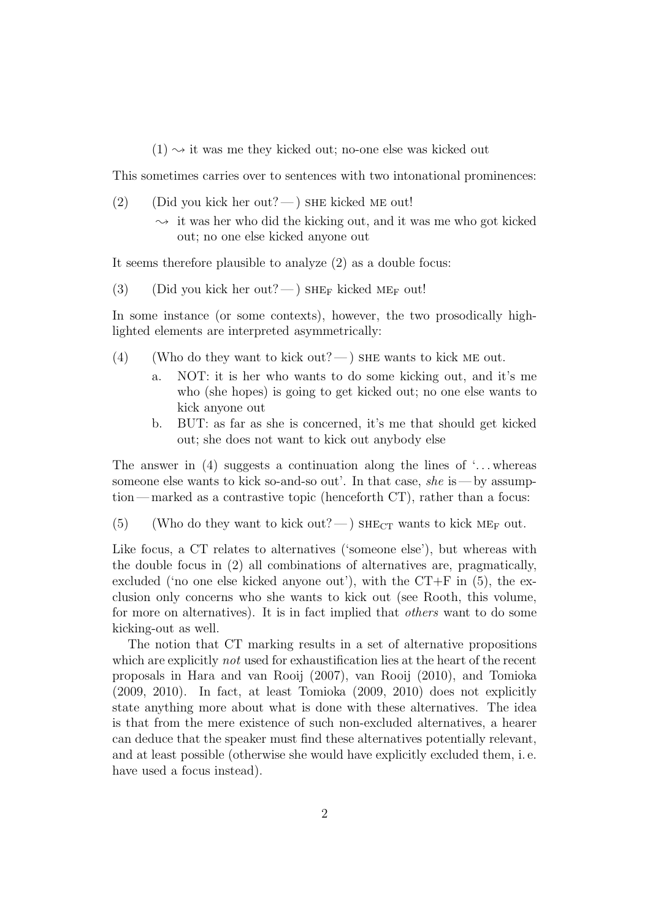(1) ⇝ it was me they kicked out; no-one else was kicked out

This sometimes carries over to sentences with two intonational prominences:

(2) (Did you kick her out? — ) SHE kicked ME out!
  ⇝ it was her who did the kicking out, and it was me who got kicked out; no one else kicked anyone out

It seems therefore plausible to analyze (2) as a double focus:

(3) (Did you kick her out? — ) SHE$_F$ kicked ME$_F$ out!

In some instance (or some contexts), however, the two prosodically highlighted elements are interpreted asymmetrically:

(4) (Who do they want to kick out? — ) SHE wants to kick ME out.
  a. NOT: it is her who wants to do some kicking out, and it's me who (she hopes) is going to get kicked out; no one else wants to kick anyone out
  b. BUT: as far as she is concerned, it's me that should get kicked out; she does not want to kick out anybody else

The answer in (4) suggests a continuation along the lines of '. . . whereas someone else wants to kick so-and-so out'. In that case, *she* is — by assumption — marked as a contrastive topic (henceforth CT), rather than a focus:

(5) (Who do they want to kick out? — ) SHE$_{CT}$ wants to kick ME$_F$ out.

Like focus, a CT relates to alternatives ('someone else'), but whereas with the double focus in (2) all combinations of alternatives are, pragmatically, excluded ('no one else kicked anyone out'), with the CT+F in (5), the exclusion only concerns who she wants to kick out (see Rooth, this volume, for more on alternatives). It is in fact implied that *others* want to do some kicking-out as well.

The notion that CT marking results in a set of alternative propositions which are explicitly *not* used for exhaustification lies at the heart of the recent proposals in Hara and van Rooij (2007), van Rooij (2010), and Tomioka (2009, 2010). In fact, at least Tomioka (2009, 2010) does not explicitly state anything more about what is done with these alternatives. The idea is that from the mere existence of such non-excluded alternatives, a hearer can deduce that the speaker must find these alternatives potentially relevant, and at least possible (otherwise she would have explicitly excluded them, i. e. have used a focus instead).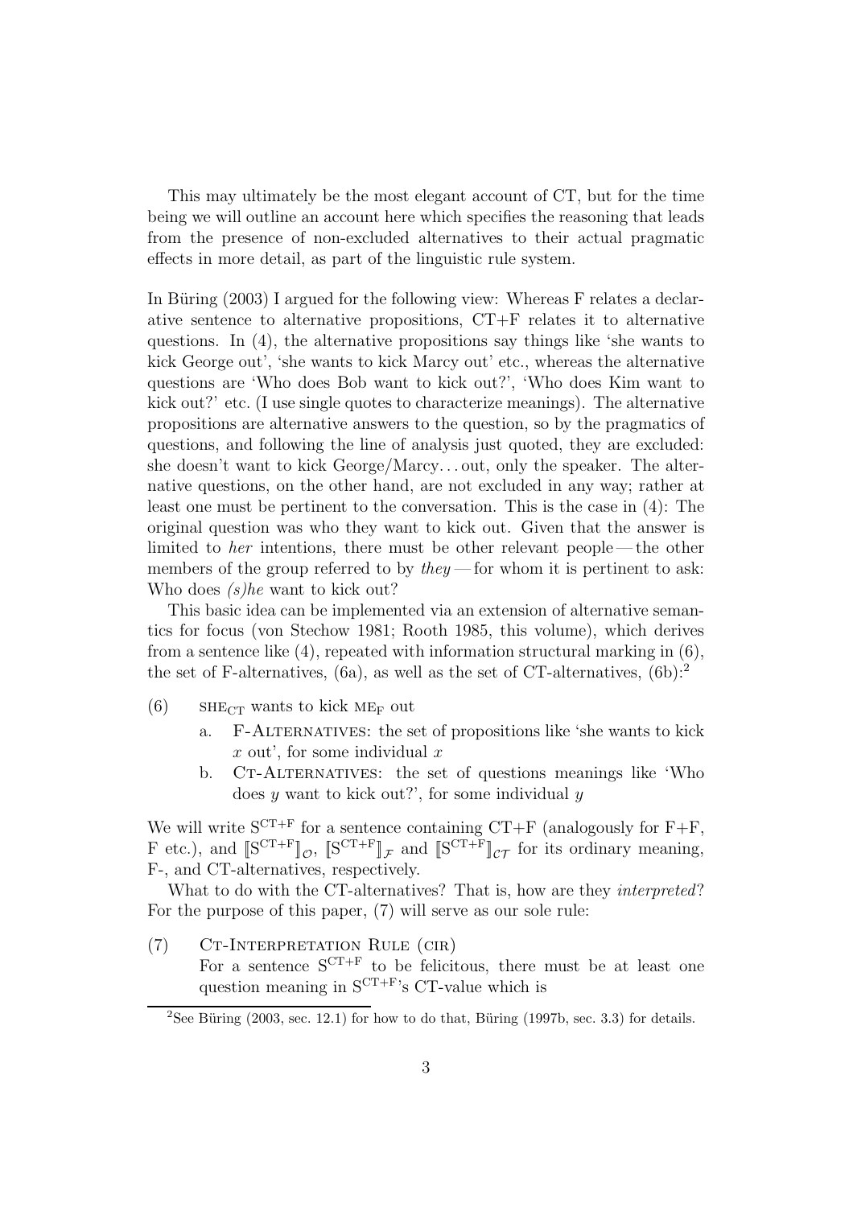This may ultimately be the most elegant account of CT, but for the time being we will outline an account here which specifies the reasoning that leads from the presence of non-excluded alternatives to their actual pragmatic effects in more detail, as part of the linguistic rule system.

In Büring (2003) I argued for the following view: Whereas F relates a declarative sentence to alternative propositions, CT+F relates it to alternative questions. In (4), the alternative propositions say things like 'she wants to kick George out', 'she wants to kick Marcy out' etc., whereas the alternative questions are 'Who does Bob want to kick out?', 'Who does Kim want to kick out?' etc. (I use single quotes to characterize meanings). The alternative propositions are alternative answers to the question, so by the pragmatics of questions, and following the line of analysis just quoted, they are excluded: she doesn't want to kick George/Marcy... out, only the speaker. The alternative questions, on the other hand, are not excluded in any way; rather at least one must be pertinent to the conversation. This is the case in (4): The original question was who they want to kick out. Given that the answer is limited to *her* intentions, there must be other relevant people — the other members of the group referred to by *they* — for whom it is pertinent to ask: Who does *(s)he* want to kick out?

This basic idea can be implemented via an extension of alternative semantics for focus (von Stechow 1981; Rooth 1985, this volume), which derives from a sentence like (4), repeated with information structural marking in (6), the set of F-alternatives, (6a), as well as the set of CT-alternatives, (6b):[2]

(6) $\text{SHE}_{\text{CT}}$ wants to kick $\text{ME}_{\text{F}}$ out

   a. F-ALTERNATIVES: the set of propositions like 'she wants to kick $x$ out', for some individual $x$

   b. CT-ALTERNATIVES: the set of questions meanings like 'Who does $y$ want to kick out?', for some individual $y$

We will write $\text{S}^{\text{CT+F}}$ for a sentence containing CT+F (analogously for F+F, F etc.), and $[\![\text{S}^{\text{CT+F}}]\!]_{\mathcal{O}}$, $[\![\text{S}^{\text{CT+F}}]\!]_{\mathcal{F}}$ and $[\![\text{S}^{\text{CT+F}}]\!]_{\mathcal{CT}}$ for its ordinary meaning, F-, and CT-alternatives, respectively.

What to do with the CT-alternatives? That is, how are they *interpreted*? For the purpose of this paper, (7) will serve as our sole rule:

(7) CT-INTERPRETATION RULE (CIR)
For a sentence $\text{S}^{\text{CT+F}}$ to be felicitous, there must be at least one question meaning in $\text{S}^{\text{CT+F}}$'s CT-value which is

[2] See Büring (2003, sec. 12.1) for how to do that, Büring (1997b, sec. 3.3) for details.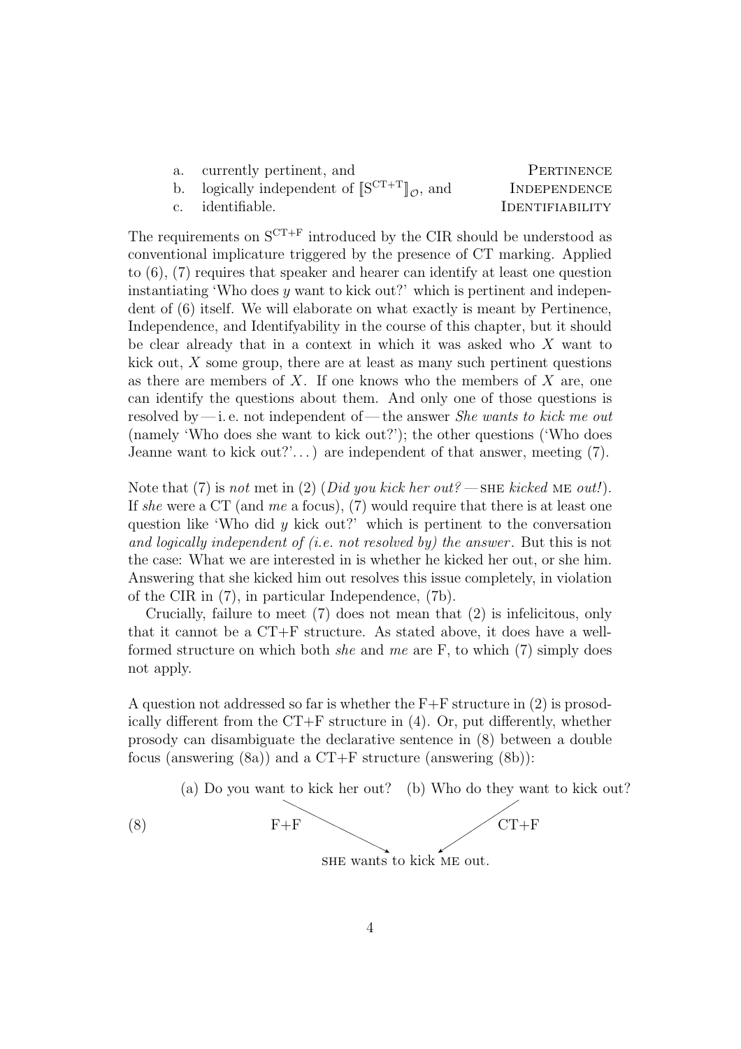a. currently pertinent, and — PERTINENCE
b. logically independent of $[\![\mathrm{S}^{\mathrm{CT+T}}]\!]_{\mathcal{O}}$, and — INDEPENDENCE
c. identifiable. — IDENTIFIABILITY

The requirements on $\mathrm{S}^{\mathrm{CT+F}}$ introduced by the CIR should be understood as conventional implicature triggered by the presence of CT marking. Applied to (6), (7) requires that speaker and hearer can identify at least one question instantiating 'Who does *y* want to kick out?' which is pertinent and independent of (6) itself. We will elaborate on what exactly is meant by Pertinence, Independence, and Identifyability in the course of this chapter, but it should be clear already that in a context in which it was asked who *X* want to kick out, *X* some group, there are at least as many such pertinent questions as there are members of *X*. If one knows who the members of *X* are, one can identify the questions about them. And only one of those questions is resolved by — i. e. not independent of — the answer *She wants to kick me out* (namely 'Who does she want to kick out?'); the other questions ('Who does Jeanne want to kick out?'. . . ) are independent of that answer, meeting (7).

Note that (7) is *not* met in (2) (*Did you kick her out?* — SHE *kicked* ME *out!*). If *she* were a CT (and *me* a focus), (7) would require that there is at least one question like 'Who did *y* kick out?' which is pertinent to the conversation *and logically independent of (i.e. not resolved by) the answer*. But this is not the case: What we are interested in is whether he kicked her out, or she him. Answering that she kicked him out resolves this issue completely, in violation of the CIR in (7), in particular Independence, (7b).

Crucially, failure to meet (7) does not mean that (2) is infelicitous, only that it cannot be a CT+F structure. As stated above, it does have a well-formed structure on which both *she* and *me* are F, to which (7) simply does not apply.

A question not addressed so far is whether the F+F structure in (2) is prosodically different from the CT+F structure in (4). Or, put differently, whether prosody can disambiguate the declarative sentence in (8) between a double focus (answering (8a)) and a CT+F structure (answering (8b)):

(8)

(a) Do you want to kick her out? — F+F → SHE wants to kick ME out.

(b) Who do they want to kick out? — CT+F → SHE wants to kick ME out.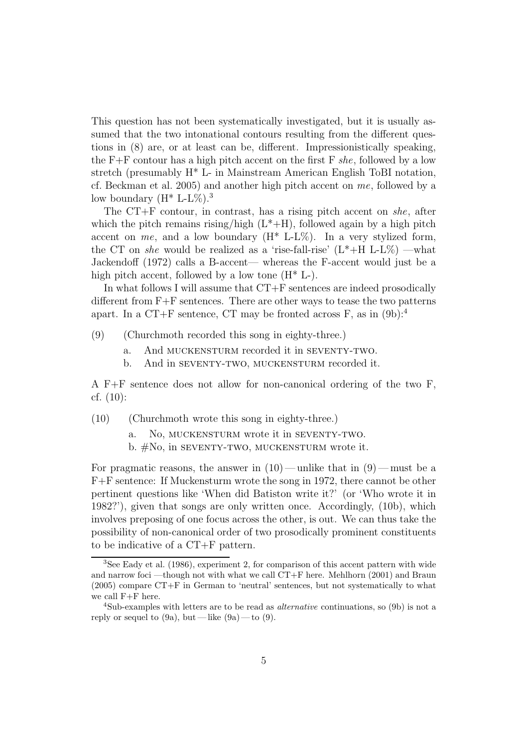This question has not been systematically investigated, but it is usually assumed that the two intonational contours resulting from the different questions in (8) are, or at least can be, different. Impressionistically speaking, the F+F contour has a high pitch accent on the first F *she*, followed by a low stretch (presumably H* L- in Mainstream American English ToBI notation, cf. Beckman et al. 2005) and another high pitch accent on *me*, followed by a low boundary (H* L-L%).[3]

The CT+F contour, in contrast, has a rising pitch accent on *she*, after which the pitch remains rising/high (L*+H), followed again by a high pitch accent on *me*, and a low boundary (H* L-L%). In a very stylized form, the CT on *she* would be realized as a 'rise-fall-rise' (L*+H L-L%) —what Jackendoff (1972) calls a B-accent— whereas the F-accent would just be a high pitch accent, followed by a low tone (H* L-).

In what follows I will assume that CT+F sentences are indeed prosodically different from F+F sentences. There are other ways to tease the two patterns apart. In a CT+F sentence, CT may be fronted across F, as in (9b):[4]

(9) (Churchmoth recorded this song in eighty-three.)

a. And MUCKENSTURM recorded it in SEVENTY-TWO.

b. And in SEVENTY-TWO, MUCKENSTURM recorded it.

A F+F sentence does not allow for non-canonical ordering of the two F, cf. (10):

(10) (Churchmoth wrote this song in eighty-three.)

a. No, MUCKENSTURM wrote it in SEVENTY-TWO.

b. #No, in SEVENTY-TWO, MUCKENSTURM wrote it.

For pragmatic reasons, the answer in (10) — unlike that in (9) — must be a F+F sentence: If Muckensturm wrote the song in 1972, there cannot be other pertinent questions like 'When did Batiston write it?' (or 'Who wrote it in 1982?'), given that songs are only written once. Accordingly, (10b), which involves preposing of one focus across the other, is out. We can thus take the possibility of non-canonical order of two prosodically prominent constituents to be indicative of a CT+F pattern.

[3] See Eady et al. (1986), experiment 2, for comparison of this accent pattern with wide and narrow foci —though not with what we call CT+F here. Mehlhorn (2001) and Braun (2005) compare CT+F in German to 'neutral' sentences, but not systematically to what we call F+F here.

[4] Sub-examples with letters are to be read as *alternative* continuations, so (9b) is not a reply or sequel to (9a), but — like (9a) — to (9).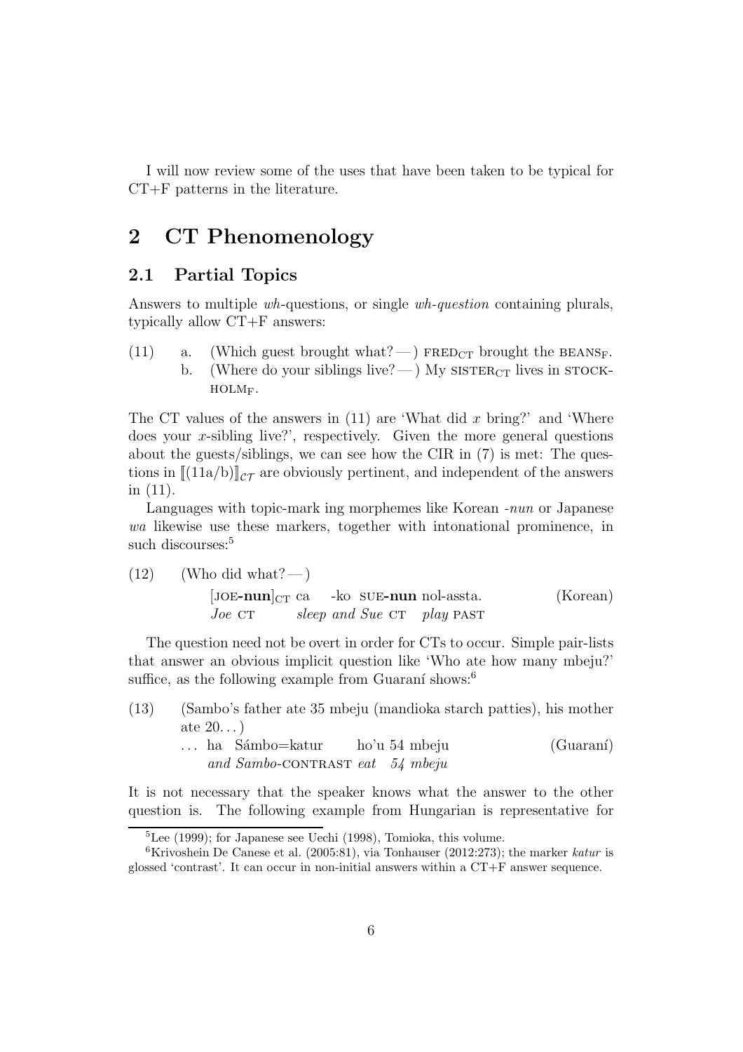I will now review some of the uses that have been taken to be typical for CT+F patterns in the literature.

# 2 CT Phenomenology

## 2.1 Partial Topics

Answers to multiple *wh*-questions, or single *wh-question* containing plurals, typically allow CT+F answers:

(11) a. (Which guest brought what? — ) FRED$_{CT}$ brought the BEANS$_{F}$.
  b. (Where do your siblings live? — ) My SISTER$_{CT}$ lives in STOCKHOLM$_{F}$.

The CT values of the answers in (11) are 'What did $x$ bring?' and 'Where does your $x$-sibling live?', respectively. Given the more general questions about the guests/siblings, we can see how the CIR in (7) is met: The questions in $[\![(11a/b)]\!]_{\mathcal{CT}}$ are obviously pertinent, and independent of the answers in (11).

Languages with topic-mark ing morphemes like Korean *-nun* or Japanese *wa* likewise use these markers, together with intonational prominence, in such discourses:[5]

(12) (Who did what? — )
  [JOE-**nun**]$_{CT}$ ca -ko SUE-**nun** nol-assta. (Korean)
  *Joe* CT *sleep and Sue* CT *play* PAST

The question need not be overt in order for CTs to occur. Simple pair-lists that answer an obvious implicit question like 'Who ate how many mbeju?' suffice, as the following example from Guaraní shows:[6]

(13) (Sambo's father ate 35 mbeju (mandioka starch patties), his mother ate 20. . . )
  . . . ha Sámbo=katur ho'u 54 mbeju (Guaraní)
  *and Sambo*-CONTRAST *eat 54 mbeju*

It is not necessary that the speaker knows what the answer to the other question is. The following example from Hungarian is representative for

[5] Lee (1999); for Japanese see Uechi (1998), Tomioka, this volume.

[6] Krivoshein De Canese et al. (2005:81), via Tonhauser (2012:273); the marker *katur* is glossed 'contrast'. It can occur in non-initial answers within a CT+F answer sequence.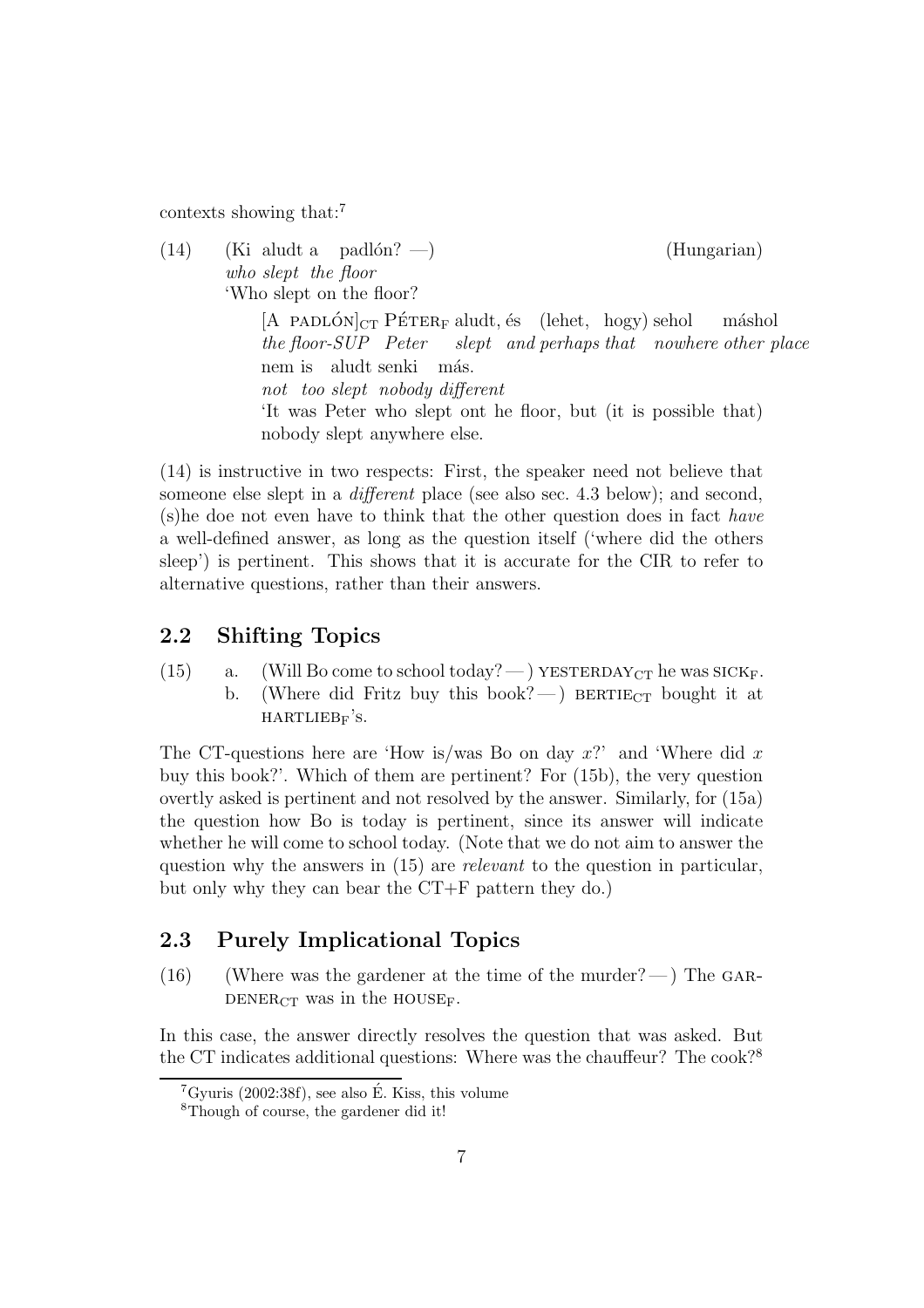contexts showing that:[7]

(14) (Ki aludt a padlón? —) (Hungarian)
*who slept the floor*
'Who slept on the floor?

[A PADLÓN]$_{CT}$ PÉTER$_F$ aludt, és (lehet, hogy) sehol máshol
*the floor-SUP Peter slept and perhaps that nowhere other place*
nem is aludt senki más.
*not too slept nobody different*
'It was Peter who slept ont he floor, but (it is possible that) nobody slept anywhere else.

(14) is instructive in two respects: First, the speaker need not believe that someone else slept in a *different* place (see also sec. 4.3 below); and second, (s)he doe not even have to think that the other question does in fact *have* a well-defined answer, as long as the question itself ('where did the others sleep') is pertinent. This shows that it is accurate for the CIR to refer to alternative questions, rather than their answers.

## 2.2 Shifting Topics

(15) a. (Will Bo come to school today? — ) YESTERDAY$_{CT}$ he was SICK$_F$.
b. (Where did Fritz buy this book? — ) BERTIE$_{CT}$ bought it at HARTLIEB$_F$'s.

The CT-questions here are 'How is/was Bo on day $x$?' and 'Where did $x$ buy this book?'. Which of them are pertinent? For (15b), the very question overtly asked is pertinent and not resolved by the answer. Similarly, for (15a) the question how Bo is today is pertinent, since its answer will indicate whether he will come to school today. (Note that we do not aim to answer the question why the answers in (15) are *relevant* to the question in particular, but only why they can bear the CT+F pattern they do.)

## 2.3 Purely Implicational Topics

(16) (Where was the gardener at the time of the murder? — ) The GARDENER$_{CT}$ was in the HOUSE$_F$.

In this case, the answer directly resolves the question that was asked. But the CT indicates additional questions: Where was the chauffeur? The cook?[8]

[7] Gyuris (2002:38f), see also É. Kiss, this volume

[8] Though of course, the gardener did it!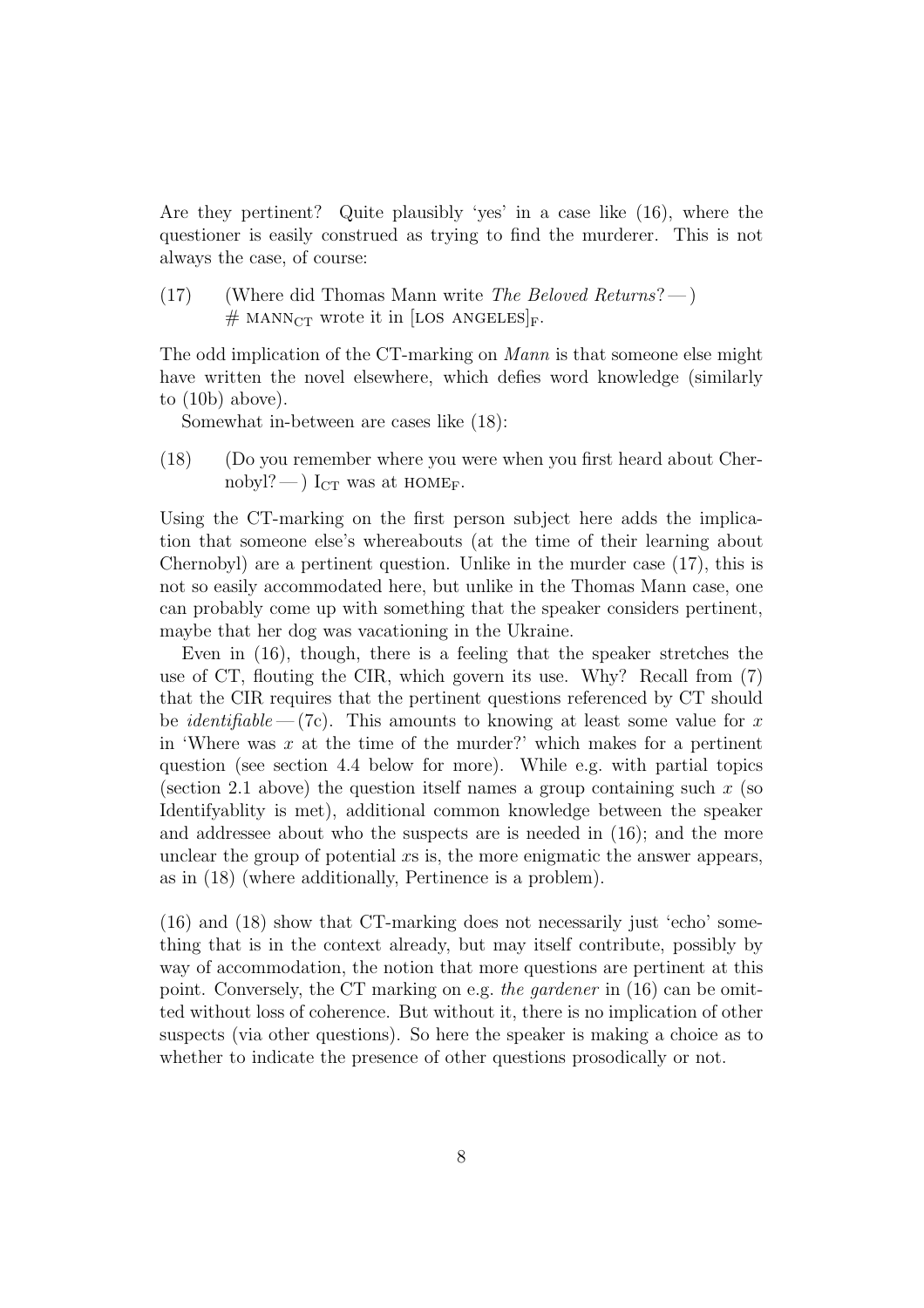Are they pertinent? Quite plausibly 'yes' in a case like (16), where the questioner is easily construed as trying to find the murderer. This is not always the case, of course:

(17) (Where did Thomas Mann write *The Beloved Returns*? — )
# MANN$_{\text{CT}}$ wrote it in [LOS ANGELES]$_{\text{F}}$.

The odd implication of the CT-marking on *Mann* is that someone else might have written the novel elsewhere, which defies word knowledge (similarly to (10b) above).

Somewhat in-between are cases like (18):

(18) (Do you remember where you were when you first heard about Chernobyl? — ) I$_{\text{CT}}$ was at HOME$_{\text{F}}$.

Using the CT-marking on the first person subject here adds the implication that someone else's whereabouts (at the time of their learning about Chernobyl) are a pertinent question. Unlike in the murder case (17), this is not so easily accommodated here, but unlike in the Thomas Mann case, one can probably come up with something that the speaker considers pertinent, maybe that her dog was vacationing in the Ukraine.

Even in (16), though, there is a feeling that the speaker stretches the use of CT, flouting the CIR, which govern its use. Why? Recall from (7) that the CIR requires that the pertinent questions referenced by CT should be *identifiable* — (7c). This amounts to knowing at least some value for $x$ in 'Where was $x$ at the time of the murder?' which makes for a pertinent question (see section 4.4 below for more). While e.g. with partial topics (section 2.1 above) the question itself names a group containing such $x$ (so Identifyablity is met), additional common knowledge between the speaker and addressee about who the suspects are is needed in (16); and the more unclear the group of potential $x$s is, the more enigmatic the answer appears, as in (18) (where additionally, Pertinence is a problem).

(16) and (18) show that CT-marking does not necessarily just 'echo' something that is in the context already, but may itself contribute, possibly by way of accommodation, the notion that more questions are pertinent at this point. Conversely, the CT marking on e.g. *the gardener* in (16) can be omitted without loss of coherence. But without it, there is no implication of other suspects (via other questions). So here the speaker is making a choice as to whether to indicate the presence of other questions prosodically or not.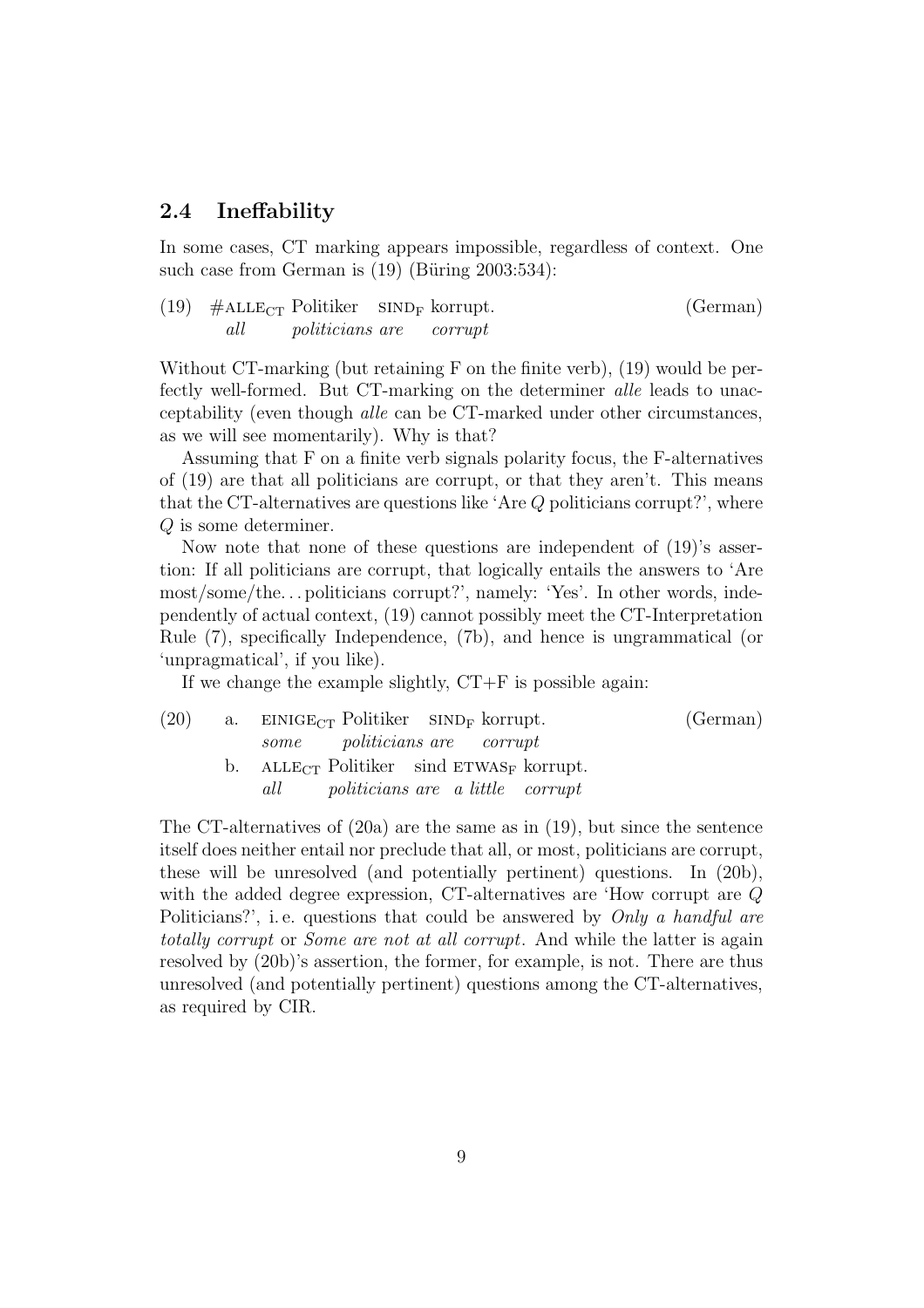## 2.4 Ineffability

In some cases, CT marking appears impossible, regardless of context. One such case from German is (19) (Büring 2003:534):

(19) #ALLE$_{CT}$ Politiker SIND$_{F}$ korrupt. (German)
*all politicians are corrupt*

Without CT-marking (but retaining F on the finite verb), (19) would be perfectly well-formed. But CT-marking on the determiner *alle* leads to unacceptability (even though *alle* can be CT-marked under other circumstances, as we will see momentarily). Why is that?

Assuming that F on a finite verb signals polarity focus, the F-alternatives of (19) are that all politicians are corrupt, or that they aren't. This means that the CT-alternatives are questions like 'Are $Q$ politicians corrupt?', where $Q$ is some determiner.

Now note that none of these questions are independent of (19)'s assertion: If all politicians are corrupt, that logically entails the answers to 'Are most/some/the... politicians corrupt?', namely: 'Yes'. In other words, independently of actual context, (19) cannot possibly meet the CT-Interpretation Rule (7), specifically Independence, (7b), and hence is ungrammatical (or 'unpragmatical', if you like).

If we change the example slightly, CT+F is possible again:

(20) a. EINIGE$_{CT}$ Politiker SIND$_{F}$ korrupt. (German)
*some politicians are corrupt*

b. ALLE$_{CT}$ Politiker sind ETWAS$_{F}$ korrupt.
*all politicians are a little corrupt*

The CT-alternatives of (20a) are the same as in (19), but since the sentence itself does neither entail nor preclude that all, or most, politicians are corrupt, these will be unresolved (and potentially pertinent) questions. In (20b), with the added degree expression, CT-alternatives are 'How corrupt are $Q$ Politicians?', i. e. questions that could be answered by *Only a handful are totally corrupt* or *Some are not at all corrupt*. And while the latter is again resolved by (20b)'s assertion, the former, for example, is not. There are thus unresolved (and potentially pertinent) questions among the CT-alternatives, as required by CIR.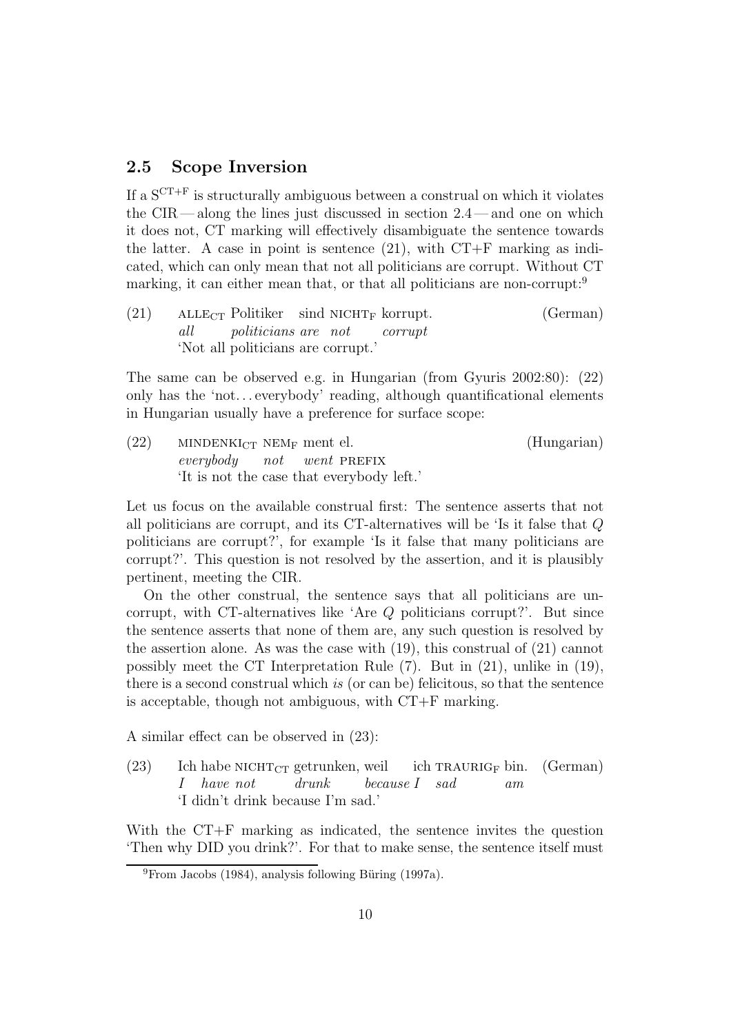## 2.5 Scope Inversion

If a $S^{CT+F}$ is structurally ambiguous between a construal on which it violates the CIR — along the lines just discussed in section 2.4 — and one on which it does not, CT marking will effectively disambiguate the sentence towards the latter. A case in point is sentence (21), with CT+F marking as indicated, which can only mean that not all politicians are corrupt. Without CT marking, it can either mean that, or that all politicians are non-corrupt:[9]

(21) ALLE$_{CT}$ Politiker sind NICHT$_{F}$ korrupt. (German)
*all politicians are not corrupt*
'Not all politicians are corrupt.'

The same can be observed e.g. in Hungarian (from Gyuris 2002:80): (22) only has the 'not... everybody' reading, although quantificational elements in Hungarian usually have a preference for surface scope:

(22) MINDENKI$_{CT}$ NEM$_{F}$ ment el. (Hungarian)
*everybody not went* PREFIX
'It is not the case that everybody left.'

Let us focus on the available construal first: The sentence asserts that not all politicians are corrupt, and its CT-alternatives will be 'Is it false that $Q$ politicians are corrupt?', for example 'Is it false that many politicians are corrupt?'. This question is not resolved by the assertion, and it is plausibly pertinent, meeting the CIR.

On the other construal, the sentence says that all politicians are uncorrupt, with CT-alternatives like 'Are $Q$ politicians corrupt?'. But since the sentence asserts that none of them are, any such question is resolved by the assertion alone. As was the case with (19), this construal of (21) cannot possibly meet the CT Interpretation Rule (7). But in (21), unlike in (19), there is a second construal which *is* (or can be) felicitous, so that the sentence is acceptable, though not ambiguous, with CT+F marking.

A similar effect can be observed in (23):

(23) Ich habe NICHT$_{CT}$ getrunken, weil ich TRAURIG$_{F}$ bin. (German)
*I have not drunk because I sad am*
'I didn't drink because I'm sad.'

With the CT+F marking as indicated, the sentence invites the question 'Then why DID you drink?'. For that to make sense, the sentence itself must

[9] From Jacobs (1984), analysis following Büring (1997a).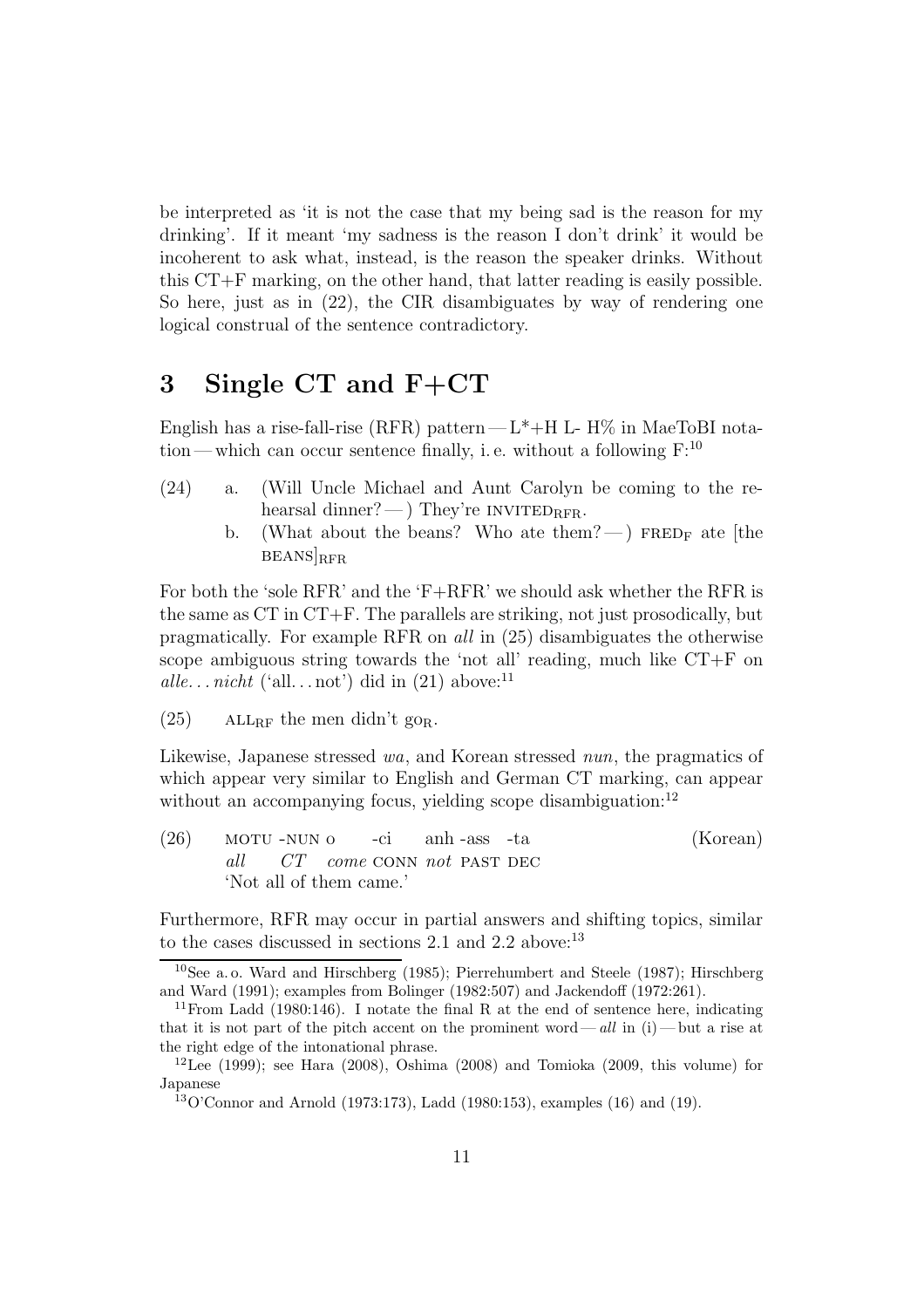be interpreted as 'it is not the case that my being sad is the reason for my drinking'. If it meant 'my sadness is the reason I don't drink' it would be incoherent to ask what, instead, is the reason the speaker drinks. Without this CT+F marking, on the other hand, that latter reading is easily possible. So here, just as in (22), the CIR disambiguates by way of rendering one logical construal of the sentence contradictory.

## 3 Single CT and F+CT

English has a rise-fall-rise (RFR) pattern — L*+H L- H% in MaeToBI notation — which can occur sentence finally, i. e. without a following F:[10]

(24) a. (Will Uncle Michael and Aunt Carolyn be coming to the rehearsal dinner? — ) They're INVITED$_{\text{RFR}}$.

b. (What about the beans? Who ate them? — ) FRED$_{\text{F}}$ ate [the BEANS]$_{\text{RFR}}$

For both the 'sole RFR' and the 'F+RFR' we should ask whether the RFR is the same as CT in CT+F. The parallels are striking, not just prosodically, but pragmatically. For example RFR on *all* in (25) disambiguates the otherwise scope ambiguous string towards the 'not all' reading, much like CT+F on *alle. . . nicht* ('all. . . not') did in (21) above:[11]

(25) ALL$_{\text{RF}}$ the men didn't go$_{\text{R}}$.

Likewise, Japanese stressed *wa*, and Korean stressed *nun*, the pragmatics of which appear very similar to English and German CT marking, can appear without an accompanying focus, yielding scope disambiguation:[12]

(26) MOTU -NUN o -ci anh -ass -ta (Korean)
*all CT come* CONN *not* PAST DEC
'Not all of them came.'

Furthermore, RFR may occur in partial answers and shifting topics, similar to the cases discussed in sections 2.1 and 2.2 above:[13]

---

[10] See a. o. Ward and Hirschberg (1985); Pierrehumbert and Steele (1987); Hirschberg and Ward (1991); examples from Bolinger (1982:507) and Jackendoff (1972:261).

[11] From Ladd (1980:146). I notate the final R at the end of sentence here, indicating that it is not part of the pitch accent on the prominent word — *all* in (i) — but a rise at the right edge of the intonational phrase.

[12] Lee (1999); see Hara (2008), Oshima (2008) and Tomioka (2009, this volume) for Japanese

[13] O'Connor and Arnold (1973:173), Ladd (1980:153), examples (16) and (19).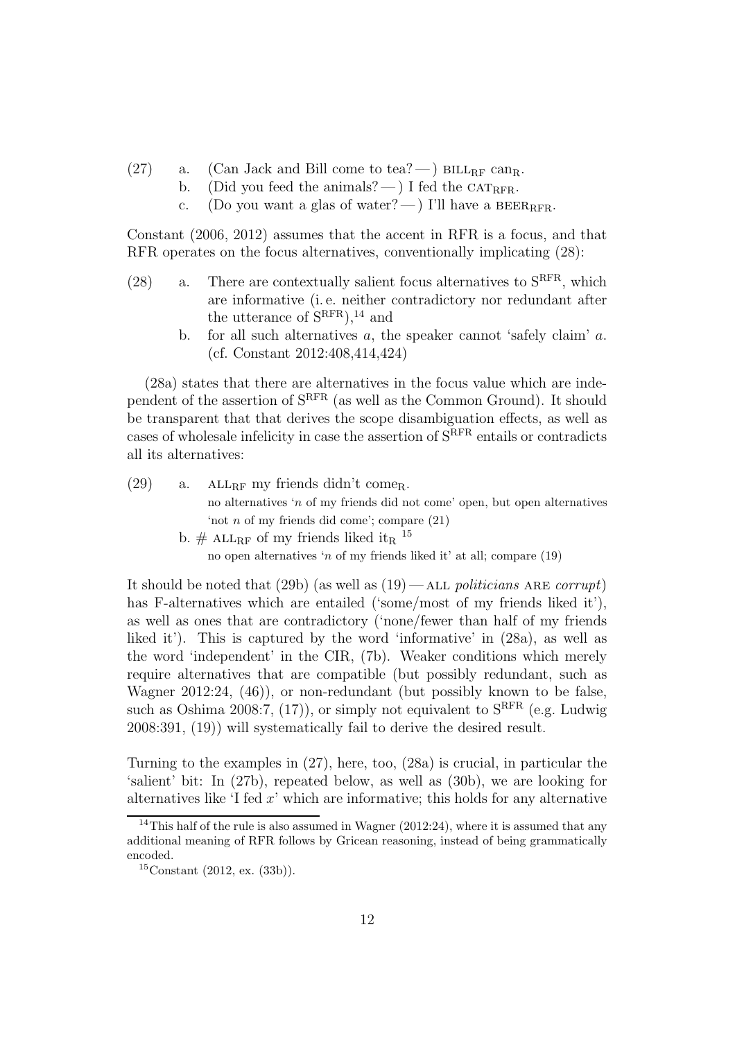(27) a. (Can Jack and Bill come to tea? — ) BILL$_{\text{RF}}$ can$_{\text{R}}$.
b. (Did you feed the animals? — ) I fed the CAT$_{\text{RFR}}$.
c. (Do you want a glas of water? — ) I'll have a BEER$_{\text{RFR}}$.

Constant (2006, 2012) assumes that the accent in RFR is a focus, and that RFR operates on the focus alternatives, conventionally implicating (28):

(28) a. There are contextually salient focus alternatives to $\text{S}^{\text{RFR}}$, which are informative (i. e. neither contradictory nor redundant after the utterance of $\text{S}^{\text{RFR}}$),[14] and
b. for all such alternatives $a$, the speaker cannot 'safely claim' $a$. (cf. Constant 2012:408,414,424)

(28a) states that there are alternatives in the focus value which are independent of the assertion of $\text{S}^{\text{RFR}}$ (as well as the Common Ground). It should be transparent that that derives the scope disambiguation effects, as well as cases of wholesale infelicity in case the assertion of $\text{S}^{\text{RFR}}$ entails or contradicts all its alternatives:

(29) a. ALL$_{\text{RF}}$ my friends didn't come$_{\text{R}}$.
no alternatives '$n$ of my friends did not come' open, but open alternatives 'not $n$ of my friends did come'; compare (21)
b. # ALL$_{\text{RF}}$ of my friends liked it$_{\text{R}}$ [15]
no open alternatives '$n$ of my friends liked it' at all; compare (19)

It should be noted that (29b) (as well as (19) — ALL *politicians* ARE *corrupt*) has F-alternatives which are entailed ('some/most of my friends liked it'), as well as ones that are contradictory ('none/fewer than half of my friends liked it'). This is captured by the word 'informative' in (28a), as well as the word 'independent' in the CIR, (7b). Weaker conditions which merely require alternatives that are compatible (but possibly redundant, such as Wagner 2012:24, (46)), or non-redundant (but possibly known to be false, such as Oshima 2008:7, (17)), or simply not equivalent to $\text{S}^{\text{RFR}}$ (e.g. Ludwig 2008:391, (19)) will systematically fail to derive the desired result.

Turning to the examples in (27), here, too, (28a) is crucial, in particular the 'salient' bit: In (27b), repeated below, as well as (30b), we are looking for alternatives like 'I fed $x$' which are informative; this holds for any alternative

[14] This half of the rule is also assumed in Wagner (2012:24), where it is assumed that any additional meaning of RFR follows by Gricean reasoning, instead of being grammatically encoded.

[15] Constant (2012, ex. (33b)).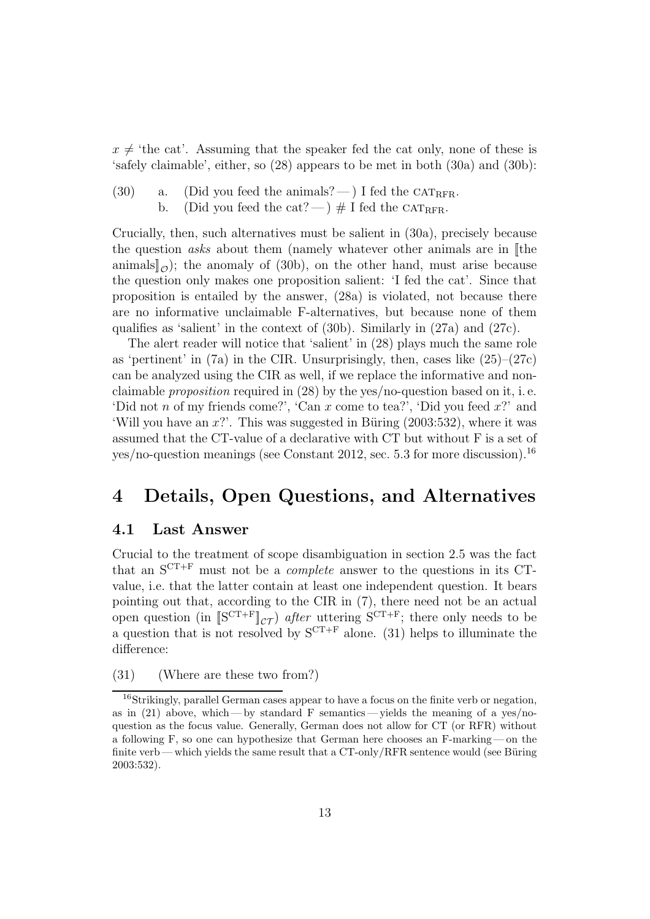$x \neq$ 'the cat'. Assuming that the speaker fed the cat only, none of these is 'safely claimable', either, so (28) appears to be met in both (30a) and (30b):

(30) a. (Did you feed the animals? — ) I fed the $\text{CAT}_{\text{RFR}}$.
b. (Did you feed the cat? — ) # I fed the $\text{CAT}_{\text{RFR}}$.

Crucially, then, such alternatives must be salient in (30a), precisely because the question *asks* about them (namely whatever other animals are in $[\![\text{the animals}]\!]_{\mathcal{O}}$); the anomaly of (30b), on the other hand, must arise because the question only makes one proposition salient: 'I fed the cat'. Since that proposition is entailed by the answer, (28a) is violated, not because there are no informative unclaimable F-alternatives, but because none of them qualifies as 'salient' in the context of (30b). Similarly in (27a) and (27c).

The alert reader will notice that 'salient' in (28) plays much the same role as 'pertinent' in (7a) in the CIR. Unsurprisingly, then, cases like (25)–(27c) can be analyzed using the CIR as well, if we replace the informative and non-claimable *proposition* required in (28) by the yes/no-question based on it, i. e. 'Did not $n$ of my friends come?', 'Can $x$ come to tea?', 'Did you feed $x$?' and 'Will you have an $x$?'. This was suggested in Büring (2003:532), where it was assumed that the CT-value of a declarative with CT but without F is a set of yes/no-question meanings (see Constant 2012, sec. 5.3 for more discussion).[16]

# 4 Details, Open Questions, and Alternatives

## 4.1 Last Answer

Crucial to the treatment of scope disambiguation in section 2.5 was the fact that an $\text{S}^{\text{CT+F}}$ must not be a *complete* answer to the questions in its CT-value, i.e. that the latter contain at least one independent question. It bears pointing out that, according to the CIR in (7), there need not be an actual open question (in $[\![\text{S}^{\text{CT+F}}]\!]_{\mathcal{CT}}$) *after* uttering $\text{S}^{\text{CT+F}}$; there only needs to be a question that is not resolved by $\text{S}^{\text{CT+F}}$ alone. (31) helps to illuminate the difference:

(31) (Where are these two from?)

[16] Strikingly, parallel German cases appear to have a focus on the finite verb or negation, as in (21) above, which — by standard F semantics — yields the meaning of a yes/no-question as the focus value. Generally, German does not allow for CT (or RFR) without a following F, so one can hypothesize that German here chooses an F-marking — on the finite verb — which yields the same result that a CT-only/RFR sentence would (see Büring 2003:532).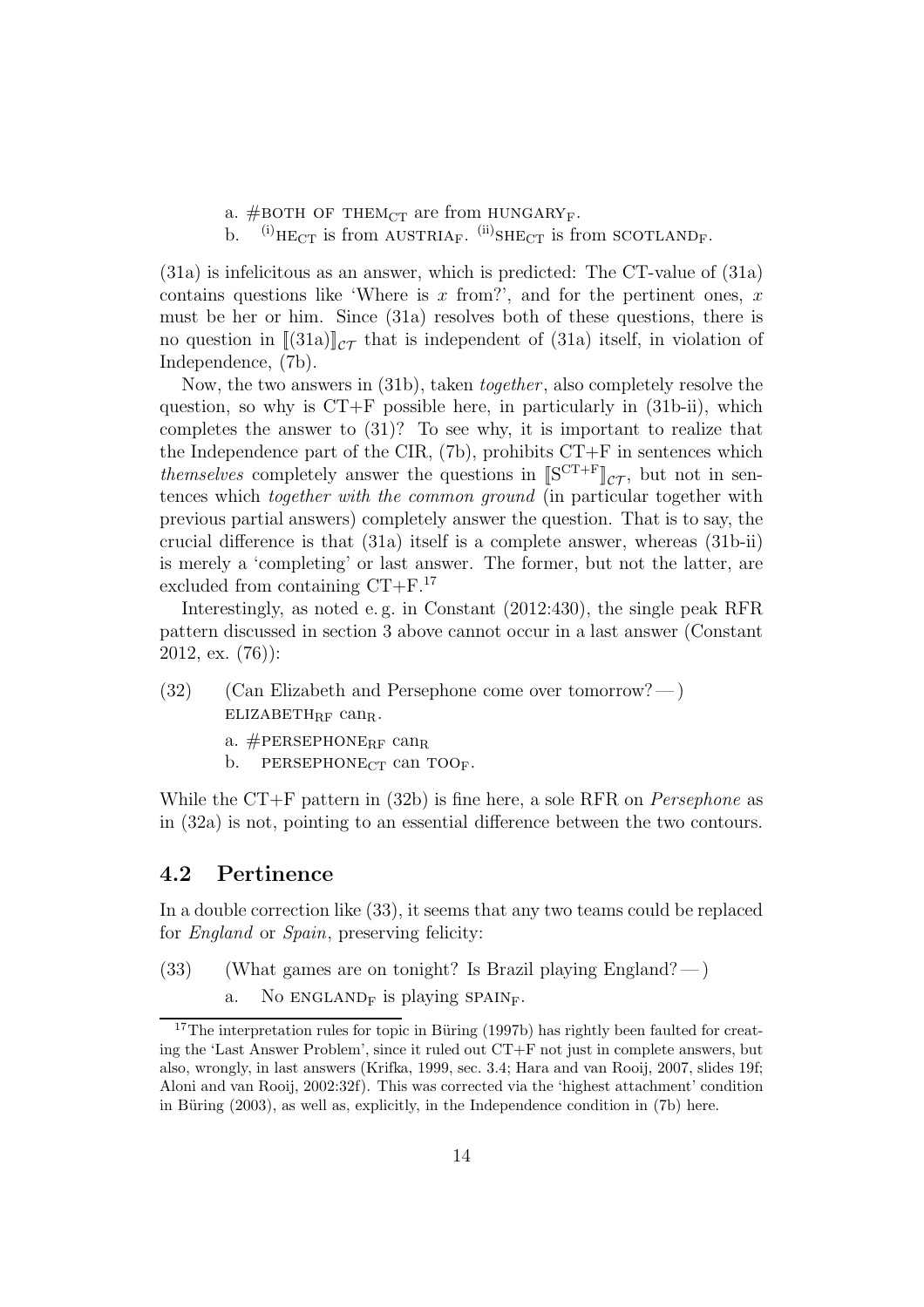a. #BOTH OF THEM$_{\text{CT}}$ are from HUNGARY$_{\text{F}}$.

b. $^{(i)}$HE$_{\text{CT}}$ is from AUSTRIA$_{\text{F}}$. $^{(ii)}$SHE$_{\text{CT}}$ is from SCOTLAND$_{\text{F}}$.

(31a) is infelicitous as an answer, which is predicted: The CT-value of (31a) contains questions like 'Where is $x$ from?', and for the pertinent ones, $x$ must be her or him. Since (31a) resolves both of these questions, there is no question in $[\![(31a)]\!]_{\mathcal{CT}}$ that is independent of (31a) itself, in violation of Independence, (7b).

Now, the two answers in (31b), taken *together*, also completely resolve the question, so why is CT+F possible here, in particularly in (31b-ii), which completes the answer to (31)? To see why, it is important to realize that the Independence part of the CIR, (7b), prohibits CT+F in sentences which *themselves* completely answer the questions in $[\![\text{S}^{\text{CT+F}}]\!]_{\mathcal{CT}}$, but not in sentences which *together with the common ground* (in particular together with previous partial answers) completely answer the question. That is to say, the crucial difference is that (31a) itself is a complete answer, whereas (31b-ii) is merely a 'completing' or last answer. The former, but not the latter, are excluded from containing CT+F.[17]

Interestingly, as noted e. g. in Constant (2012:430), the single peak RFR pattern discussed in section 3 above cannot occur in a last answer (Constant 2012, ex. (76)):

(32) (Can Elizabeth and Persephone come over tomorrow? — )
ELIZABETH$_{\text{RF}}$ can$_{\text{R}}$.

a. #PERSEPHONE$_{\text{RF}}$ can$_{\text{R}}$

b. PERSEPHONE$_{\text{CT}}$ can TOO$_{\text{F}}$.

While the CT+F pattern in (32b) is fine here, a sole RFR on *Persephone* as in (32a) is not, pointing to an essential difference between the two contours.

## 4.2 Pertinence

In a double correction like (33), it seems that any two teams could be replaced for *England* or *Spain*, preserving felicity:

(33) (What games are on tonight? Is Brazil playing England? — )

a. No ENGLAND$_{\text{F}}$ is playing SPAIN$_{\text{F}}$.

[17] The interpretation rules for topic in Büring (1997b) has rightly been faulted for creating the 'Last Answer Problem', since it ruled out CT+F not just in complete answers, but also, wrongly, in last answers (Krifka, 1999, sec. 3.4; Hara and van Rooij, 2007, slides 19f; Aloni and van Rooij, 2002:32f). This was corrected via the 'highest attachment' condition in Büring (2003), as well as, explicitly, in the Independence condition in (7b) here.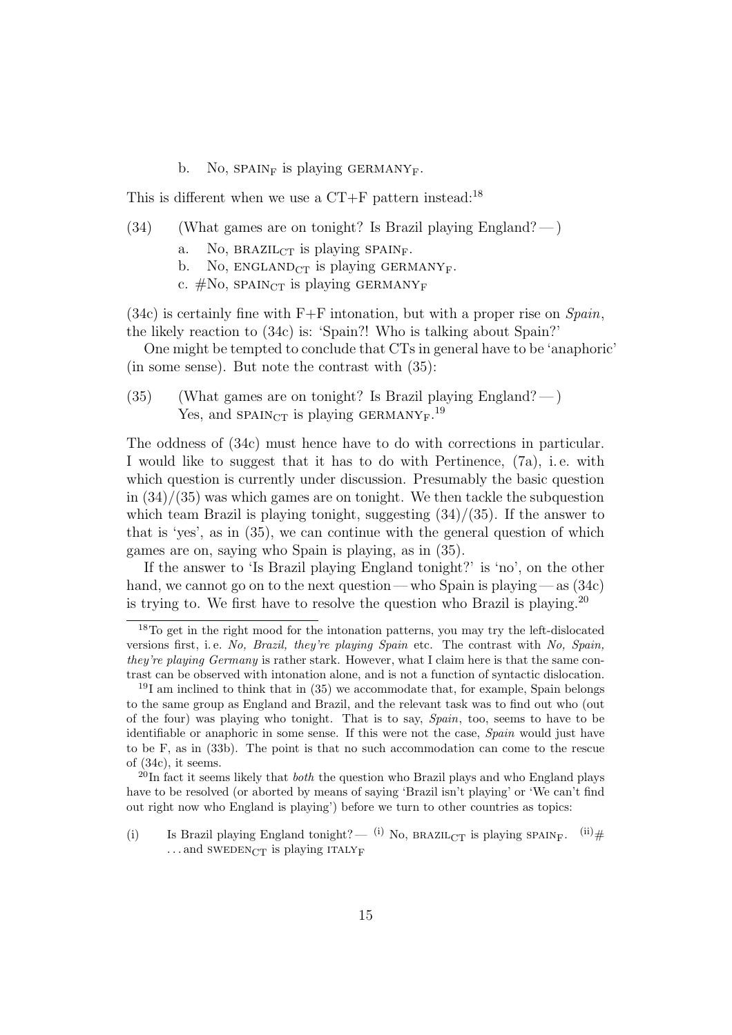b. No, SPAIN$_{\text{F}}$ is playing GERMANY$_{\text{F}}$.

This is different when we use a CT+F pattern instead:[18]

(34) (What games are on tonight? Is Brazil playing England? — )

a. No, BRAZIL$_{\text{CT}}$ is playing SPAIN$_{\text{F}}$.

b. No, ENGLAND$_{\text{CT}}$ is playing GERMANY$_{\text{F}}$.

c. #No, SPAIN$_{\text{CT}}$ is playing GERMANY$_{\text{F}}$

(34c) is certainly fine with F+F intonation, but with a proper rise on *Spain*, the likely reaction to (34c) is: 'Spain?! Who is talking about Spain?'

One might be tempted to conclude that CTs in general have to be 'anaphoric' (in some sense). But note the contrast with (35):

(35) (What games are on tonight? Is Brazil playing England? — )
Yes, and SPAIN$_{\text{CT}}$ is playing GERMANY$_{\text{F}}$.[19]

The oddness of (34c) must hence have to do with corrections in particular. I would like to suggest that it has to do with Pertinence, (7a), i. e. with which question is currently under discussion. Presumably the basic question in (34)/(35) was which games are on tonight. We then tackle the subquestion which team Brazil is playing tonight, suggesting (34)/(35). If the answer to that is 'yes', as in (35), we can continue with the general question of which games are on, saying who Spain is playing, as in (35).

If the answer to 'Is Brazil playing England tonight?' is 'no', on the other hand, we cannot go on to the next question — who Spain is playing — as (34c) is trying to. We first have to resolve the question who Brazil is playing.[20]

---

[18] To get in the right mood for the intonation patterns, you may try the left-dislocated versions first, i. e. *No, Brazil, they're playing Spain* etc. The contrast with *No, Spain, they're playing Germany* is rather stark. However, what I claim here is that the same contrast can be observed with intonation alone, and is not a function of syntactic dislocation.

[19] I am inclined to think that in (35) we accommodate that, for example, Spain belongs to the same group as England and Brazil, and the relevant task was to find out who (out of the four) was playing who tonight. That is to say, *Spain*, too, seems to have to be identifiable or anaphoric in some sense. If this were not the case, *Spain* would just have to be F, as in (33b). The point is that no such accommodation can come to the rescue of (34c), it seems.

[20] In fact it seems likely that *both* the question who Brazil plays and who England plays have to be resolved (or aborted by means of saying 'Brazil isn't playing' or 'We can't find out right now who England is playing') before we turn to other countries as topics:

(i) Is Brazil playing England tonight? — (i) No, BRAZIL$_{\text{CT}}$ is playing SPAIN$_{\text{F}}$. (ii)# ... and SWEDEN$_{\text{CT}}$ is playing ITALY$_{\text{F}}$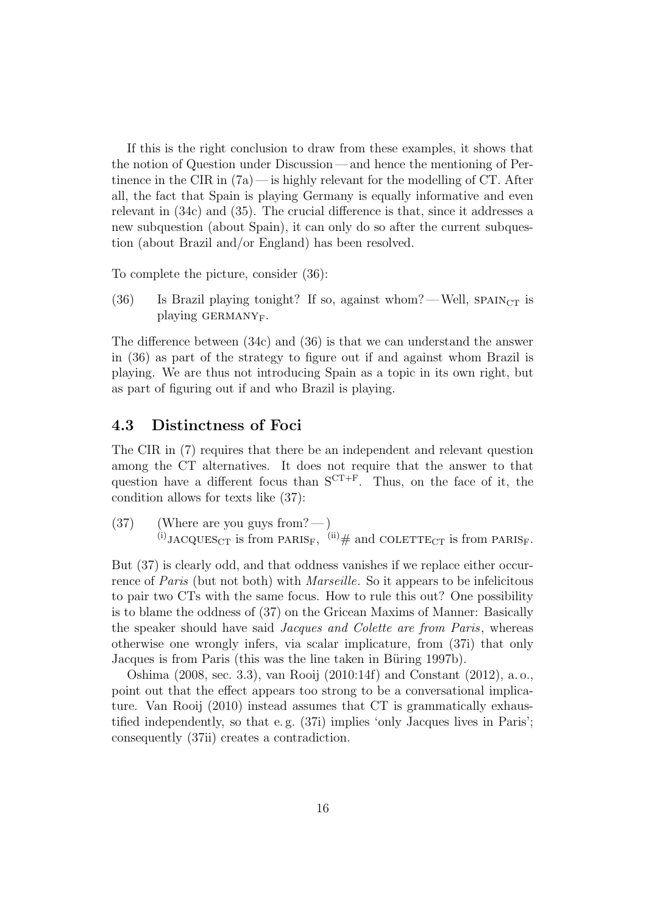If this is the right conclusion to draw from these examples, it shows that the notion of Question under Discussion — and hence the mentioning of Pertinence in the CIR in (7a) — is highly relevant for the modelling of CT. After all, the fact that Spain is playing Germany is equally informative and even relevant in (34c) and (35). The crucial difference is that, since it addresses a new subquestion (about Spain), it can only do so after the current subquestion (about Brazil and/or England) has been resolved.

To complete the picture, consider (36):

(36) Is Brazil playing tonight? If so, against whom? — Well, SPAIN$_{\text{CT}}$ is playing GERMANY$_{\text{F}}$.

The difference between (34c) and (36) is that we can understand the answer in (36) as part of the strategy to figure out if and against whom Brazil is playing. We are thus not introducing Spain as a topic in its own right, but as part of figuring out if and who Brazil is playing.

### 4.3 Distinctness of Foci

The CIR in (7) requires that there be an independent and relevant question among the CT alternatives. It does not require that the answer to that question have a different focus than $S^{CT+F}$. Thus, on the face of it, the condition allows for texts like (37):

(37) (Where are you guys from? — )
(i) JACQUES$_{\text{CT}}$ is from PARIS$_{\text{F}}$, (ii) # and COLETTE$_{\text{CT}}$ is from PARIS$_{\text{F}}$.

But (37) is clearly odd, and that oddness vanishes if we replace either occurrence of *Paris* (but not both) with *Marseille*. So it appears to be infelicitous to pair two CTs with the same focus. How to rule this out? One possibility is to blame the oddness of (37) on the Gricean Maxims of Manner: Basically the speaker should have said *Jacques and Colette are from Paris*, whereas otherwise one wrongly infers, via scalar implicature, from (37i) that only Jacques is from Paris (this was the line taken in Büring 1997b).

Oshima (2008, sec. 3.3), van Rooij (2010:14f) and Constant (2012), a. o., point out that the effect appears too strong to be a conversational implicature. Van Rooij (2010) instead assumes that CT is grammatically exhaustified independently, so that e. g. (37i) implies 'only Jacques lives in Paris'; consequently (37ii) creates a contradiction.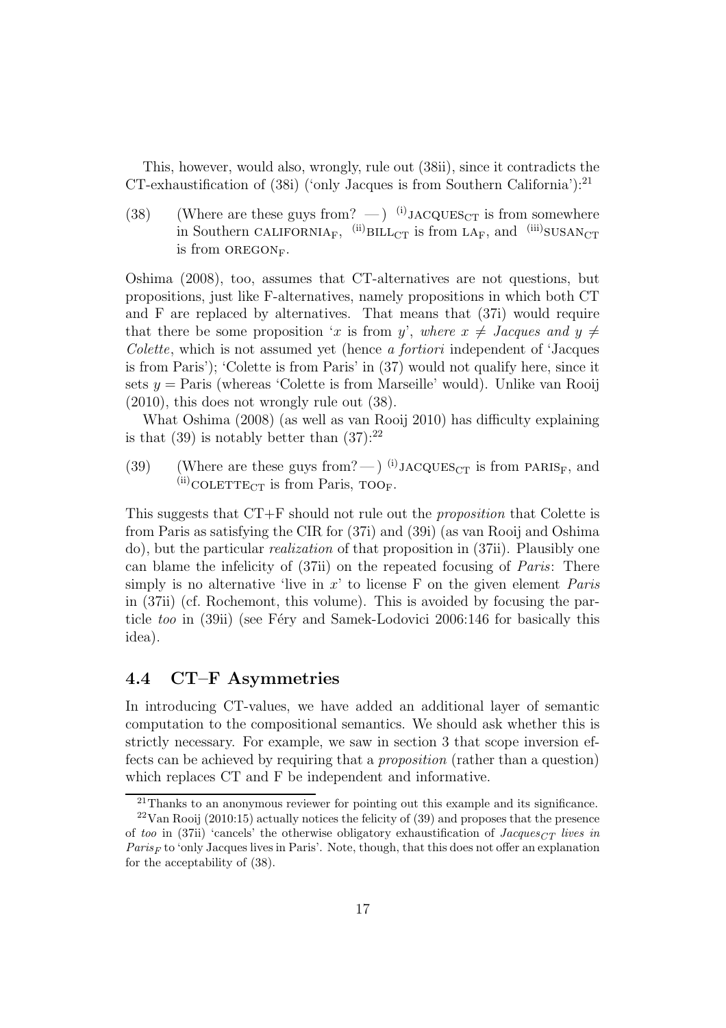This, however, would also, wrongly, rule out (38ii), since it contradicts the CT-exhaustification of (38i) ('only Jacques is from Southern California'):[21]

(38) (Where are these guys from? — ) $^{(i)}$JACQUES$_{CT}$ is from somewhere in Southern CALIFORNIA$_F$, $^{(ii)}$BILL$_{CT}$ is from LA$_F$, and $^{(iii)}$SUSAN$_{CT}$ is from OREGON$_F$.

Oshima (2008), too, assumes that CT-alternatives are not questions, but propositions, just like F-alternatives, namely propositions in which both CT and F are replaced by alternatives. That means that (37i) would require that there be some proposition '$x$ is from $y$', *where* $x \neq$ *Jacques and* $y \neq$ *Colette*, which is not assumed yet (hence *a fortiori* independent of 'Jacques is from Paris'); 'Colette is from Paris' in (37) would not qualify here, since it sets $y =$ Paris (whereas 'Colette is from Marseille' would). Unlike van Rooij (2010), this does not wrongly rule out (38).

What Oshima (2008) (as well as van Rooij 2010) has difficulty explaining is that (39) is notably better than (37):[22]

(39) (Where are these guys from? — ) $^{(i)}$JACQUES$_{CT}$ is from PARIS$_F$, and $^{(ii)}$COLETTE$_{CT}$ is from Paris, TOO$_F$.

This suggests that CT+F should not rule out the *proposition* that Colette is from Paris as satisfying the CIR for (37i) and (39i) (as van Rooij and Oshima do), but the particular *realization* of that proposition in (37ii). Plausibly one can blame the infelicity of (37ii) on the repeated focusing of *Paris*: There simply is no alternative 'live in $x$' to license F on the given element *Paris* in (37ii) (cf. Rochemont, this volume). This is avoided by focusing the particle *too* in (39ii) (see Féry and Samek-Lodovici 2006:146 for basically this idea).

## 4.4 CT–F Asymmetries

In introducing CT-values, we have added an additional layer of semantic computation to the compositional semantics. We should ask whether this is strictly necessary. For example, we saw in section 3 that scope inversion effects can be achieved by requiring that a *proposition* (rather than a question) which replaces CT and F be independent and informative.

[21] Thanks to an anonymous reviewer for pointing out this example and its significance.

[22] Van Rooij (2010:15) actually notices the felicity of (39) and proposes that the presence of *too* in (37ii) 'cancels' the otherwise obligatory exhaustification of *Jacques$_{CT}$ lives in Paris$_F$* to 'only Jacques lives in Paris'. Note, though, that this does not offer an explanation for the acceptability of (38).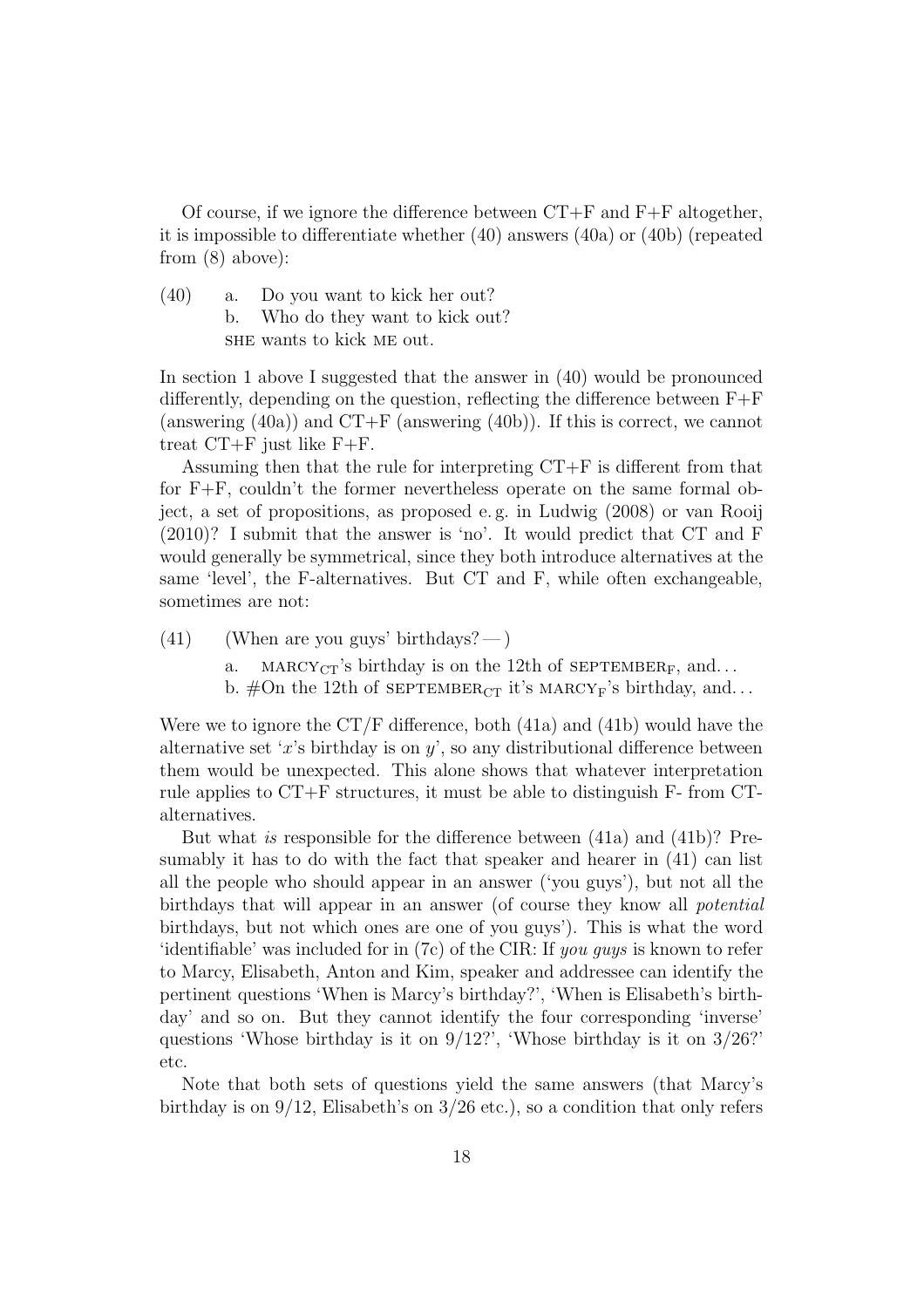Of course, if we ignore the difference between CT+F and F+F altogether, it is impossible to differentiate whether (40) answers (40a) or (40b) (repeated from (8) above):

(40)
  a. Do you want to kick her out?
  b. Who do they want to kick out?
  
  SHE wants to kick ME out.

In section 1 above I suggested that the answer in (40) would be pronounced differently, depending on the question, reflecting the difference between F+F (answering (40a)) and CT+F (answering (40b)). If this is correct, we cannot treat CT+F just like F+F.

Assuming then that the rule for interpreting CT+F is different from that for F+F, couldn't the former nevertheless operate on the same formal object, a set of propositions, as proposed e. g. in Ludwig (2008) or van Rooij (2010)? I submit that the answer is 'no'. It would predict that CT and F would generally be symmetrical, since they both introduce alternatives at the same 'level', the F-alternatives. But CT and F, while often exchangeable, sometimes are not:

(41) (When are you guys' birthdays? — )
  a. MARCY$_{\text{CT}}$'s birthday is on the 12th of SEPTEMBER$_{\text{F}}$, and...
  b. #On the 12th of SEPTEMBER$_{\text{CT}}$ it's MARCY$_{\text{F}}$'s birthday, and...

Were we to ignore the CT/F difference, both (41a) and (41b) would have the alternative set '$x$'s birthday is on $y$', so any distributional difference between them would be unexpected. This alone shows that whatever interpretation rule applies to CT+F structures, it must be able to distinguish F- from CT-alternatives.

But what *is* responsible for the difference between (41a) and (41b)? Presumably it has to do with the fact that speaker and hearer in (41) can list all the people who should appear in an answer ('you guys'), but not all the birthdays that will appear in an answer (of course they know all *potential* birthdays, but not which ones are one of you guys'). This is what the word 'identifiable' was included for in (7c) of the CIR: If *you guys* is known to refer to Marcy, Elisabeth, Anton and Kim, speaker and addressee can identify the pertinent questions 'When is Marcy's birthday?', 'When is Elisabeth's birthday' and so on. But they cannot identify the four corresponding 'inverse' questions 'Whose birthday is it on 9/12?', 'Whose birthday is it on 3/26?' etc.

Note that both sets of questions yield the same answers (that Marcy's birthday is on 9/12, Elisabeth's on 3/26 etc.), so a condition that only refers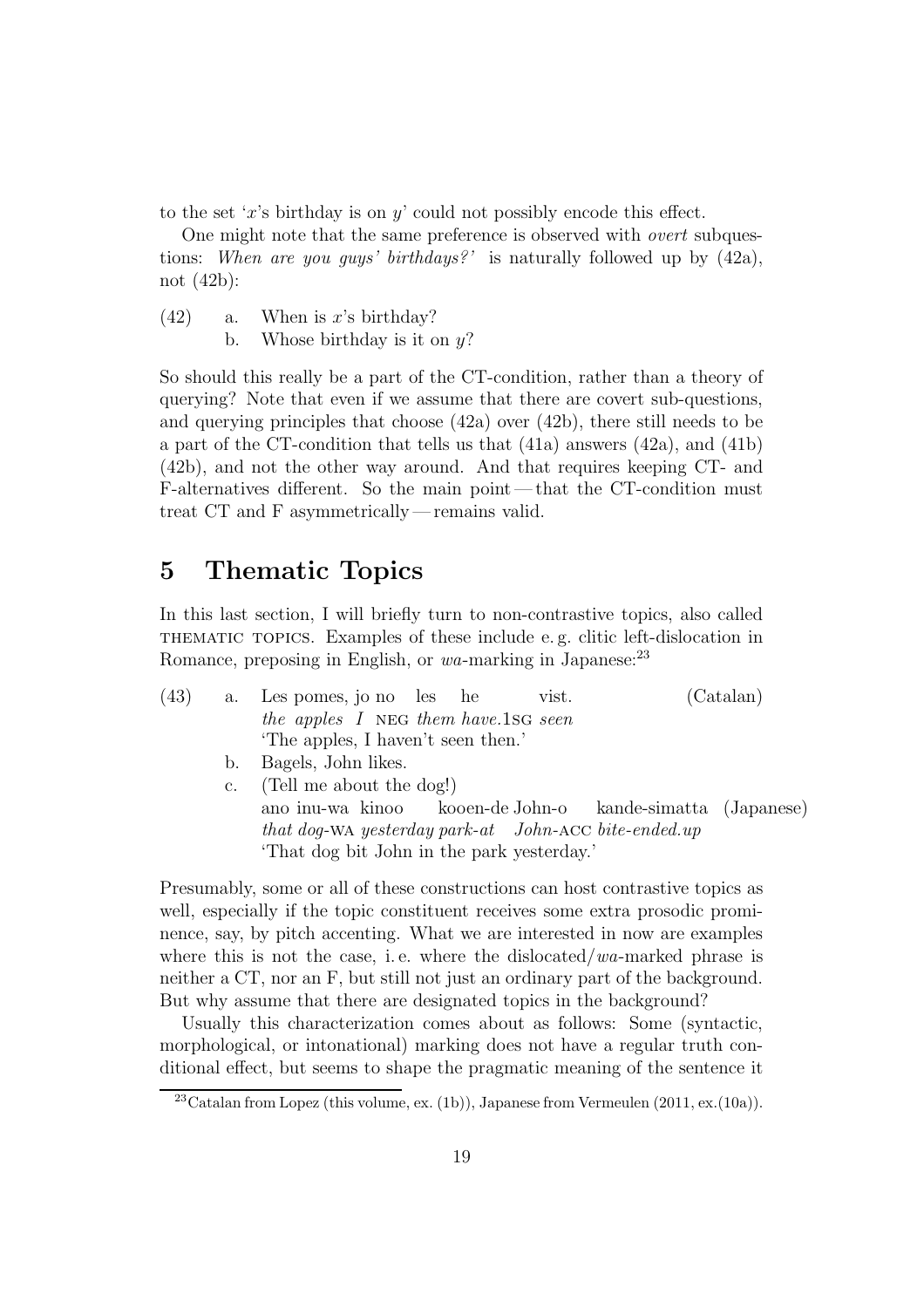to the set '$x$'s birthday is on $y$' could not possibly encode this effect.

One might note that the same preference is observed with *overt* subquestions: *When are you guys' birthdays?'* is naturally followed up by (42a), not (42b):

(42) a. When is $x$'s birthday?
  b. Whose birthday is it on $y$?

So should this really be a part of the CT-condition, rather than a theory of querying? Note that even if we assume that there are covert sub-questions, and querying principles that choose (42a) over (42b), there still needs to be a part of the CT-condition that tells us that (41a) answers (42a), and (41b) (42b), and not the other way around. And that requires keeping CT- and F-alternatives different. So the main point — that the CT-condition must treat CT and F asymmetrically — remains valid.

# 5 Thematic Topics

In this last section, I will briefly turn to non-contrastive topics, also called THEMATIC TOPICS. Examples of these include e. g. clitic left-dislocation in Romance, preposing in English, or *wa*-marking in Japanese:[23]

(43) a. Les pomes, jo no les he vist. (Catalan)
  *the apples I* NEG *them have.*1SG *seen*
  'The apples, I haven't seen then.'

  b. Bagels, John likes.

  c. (Tell me about the dog!)
  ano inu-wa kinoo kooen-de John-o kande-simatta (Japanese)
  *that dog-*WA *yesterday park-at John-*ACC *bite-ended.up*
  'That dog bit John in the park yesterday.'

Presumably, some or all of these constructions can host contrastive topics as well, especially if the topic constituent receives some extra prosodic prominence, say, by pitch accenting. What we are interested in now are examples where this is not the case, i. e. where the dislocated/*wa*-marked phrase is neither a CT, nor an F, but still not just an ordinary part of the background. But why assume that there are designated topics in the background?

Usually this characterization comes about as follows: Some (syntactic, morphological, or intonational) marking does not have a regular truth conditional effect, but seems to shape the pragmatic meaning of the sentence it

[23] Catalan from Lopez (this volume, ex. (1b)), Japanese from Vermeulen (2011, ex.(10a)).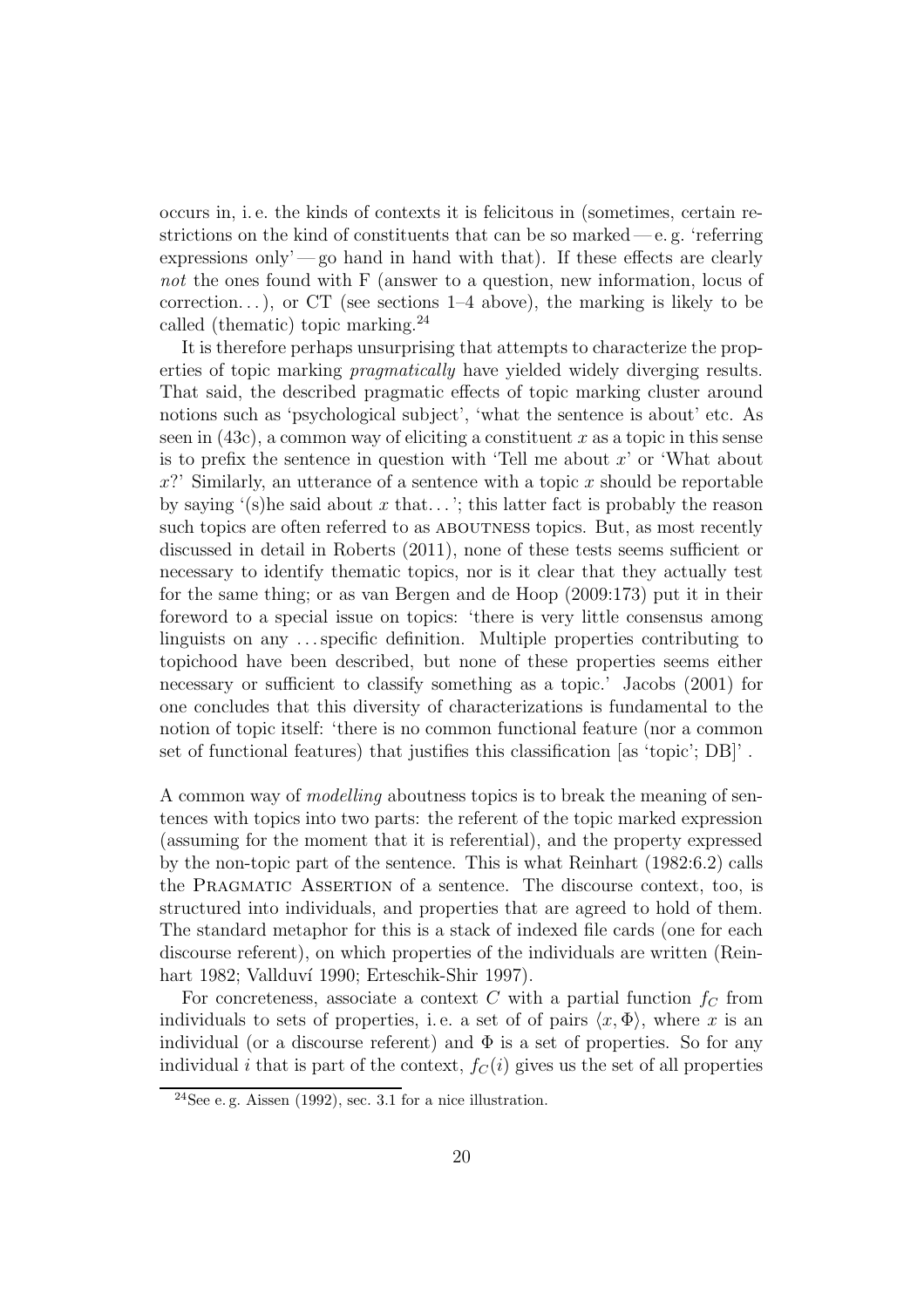occurs in, i. e. the kinds of contexts it is felicitous in (sometimes, certain restrictions on the kind of constituents that can be so marked — e. g. 'referring expressions only' — go hand in hand with that). If these effects are clearly *not* the ones found with F (answer to a question, new information, locus of correction. . . ), or CT (see sections 1–4 above), the marking is likely to be called (thematic) topic marking.[24]

It is therefore perhaps unsurprising that attempts to characterize the properties of topic marking *pragmatically* have yielded widely diverging results. That said, the described pragmatic effects of topic marking cluster around notions such as 'psychological subject', 'what the sentence is about' etc. As seen in (43c), a common way of eliciting a constituent $x$ as a topic in this sense is to prefix the sentence in question with 'Tell me about $x$' or 'What about $x$?' Similarly, an utterance of a sentence with a topic $x$ should be reportable by saying '(s)he said about $x$ that. . . '; this latter fact is probably the reason such topics are often referred to as ABOUTNESS topics. But, as most recently discussed in detail in Roberts (2011), none of these tests seems sufficient or necessary to identify thematic topics, nor is it clear that they actually test for the same thing; or as van Bergen and de Hoop (2009:173) put it in their foreword to a special issue on topics: 'there is very little consensus among linguists on any . . . specific definition. Multiple properties contributing to topichood have been described, but none of these properties seems either necessary or sufficient to classify something as a topic.' Jacobs (2001) for one concludes that this diversity of characterizations is fundamental to the notion of topic itself: 'there is no common functional feature (nor a common set of functional features) that justifies this classification [as 'topic'; DB]' .

A common way of *modelling* aboutness topics is to break the meaning of sentences with topics into two parts: the referent of the topic marked expression (assuming for the moment that it is referential), and the property expressed by the non-topic part of the sentence. This is what Reinhart (1982:6.2) calls the PRAGMATIC ASSERTION of a sentence. The discourse context, too, is structured into individuals, and properties that are agreed to hold of them. The standard metaphor for this is a stack of indexed file cards (one for each discourse referent), on which properties of the individuals are written (Reinhart 1982; Vallduví 1990; Erteschik-Shir 1997).

For concreteness, associate a context $C$ with a partial function $f_C$ from individuals to sets of properties, i. e. a set of of pairs $\langle x, \Phi \rangle$, where $x$ is an individual (or a discourse referent) and $\Phi$ is a set of properties. So for any individual $i$ that is part of the context, $f_C(i)$ gives us the set of all properties

[24]See e. g. Aissen (1992), sec. 3.1 for a nice illustration.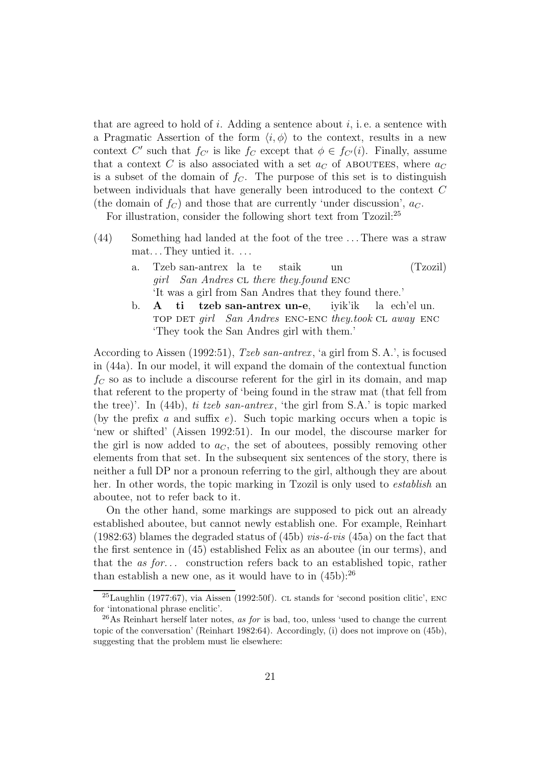that are agreed to hold of $i$. Adding a sentence about $i$, i. e. a sentence with a Pragmatic Assertion of the form $\langle i, \phi \rangle$ to the context, results in a new context $C'$ such that $f_{C'}$ is like $f_C$ except that $\phi \in f_{C'}(i)$. Finally, assume that a context $C$ is also associated with a set $a_C$ of ABOUTEES, where $a_C$ is a subset of the domain of $f_C$. The purpose of this set is to distinguish between individuals that have generally been introduced to the context $C$ (the domain of $f_C$) and those that are currently 'under discussion', $a_C$.

For illustration, consider the following short text from Tzozil:[25]

(44) Something had landed at the foot of the tree ... There was a straw mat... They untied it. ...

a. Tzeb san-antrex la te staik un (Tzozil)
*girl San Andres* CL *there they.found* ENC
'It was a girl from San Andres that they found there.'

b. **A ti tzeb san-antrex un-e**, iyik'ik la ech'el un.
TOP DET *girl San Andres* ENC-ENC *they.took* CL *away* ENC
'They took the San Andres girl with them.'

According to Aissen (1992:51), *Tzeb san-antrex*, 'a girl from S. A.', is focused in (44a). In our model, it will expand the domain of the contextual function $f_C$ so as to include a discourse referent for the girl in its domain, and map that referent to the property of 'being found in the straw mat (that fell from the tree)'. In (44b), *ti tzeb san-antrex*, 'the girl from S.A.' is topic marked (by the prefix *a* and suffix *e*). Such topic marking occurs when a topic is 'new or shifted' (Aissen 1992:51). In our model, the discourse marker for the girl is now added to $a_C$, the set of aboutees, possibly removing other elements from that set. In the subsequent six sentences of the story, there is neither a full DP nor a pronoun referring to the girl, although they are about her. In other words, the topic marking in Tzozil is only used to *establish* an aboutee, not to refer back to it.

On the other hand, some markings are supposed to pick out an already established aboutee, but cannot newly establish one. For example, Reinhart (1982:63) blames the degraded status of (45b) *vis-á-vis* (45a) on the fact that the first sentence in (45) established Felix as an aboutee (in our terms), and that the *as for...* construction refers back to an established topic, rather than establish a new one, as it would have to in (45b):[26]

---

[25] Laughlin (1977:67), via Aissen (1992:50f). CL stands for 'second position clitic', ENC for 'intonational phrase enclitic'.

[26] As Reinhart herself later notes, *as for* is bad, too, unless 'used to change the current topic of the conversation' (Reinhart 1982:64). Accordingly, (i) does not improve on (45b), suggesting that the problem must lie elsewhere: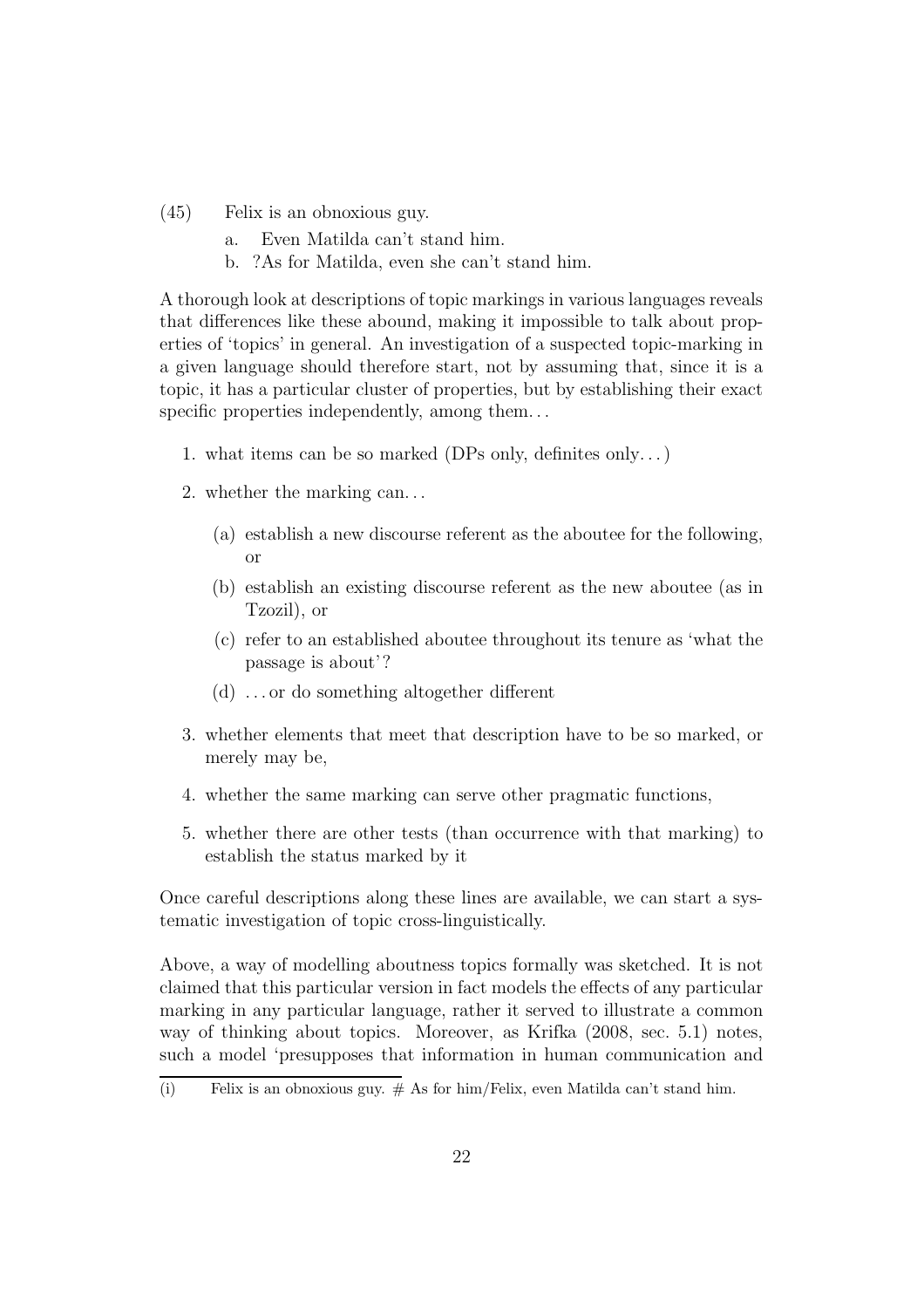(45) Felix is an obnoxious guy.

a. Even Matilda can't stand him.

b. ?As for Matilda, even she can't stand him.

A thorough look at descriptions of topic markings in various languages reveals that differences like these abound, making it impossible to talk about properties of 'topics' in general. An investigation of a suspected topic-marking in a given language should therefore start, not by assuming that, since it is a topic, it has a particular cluster of properties, but by establishing their exact specific properties independently, among them…

1. what items can be so marked (DPs only, definites only…)
2. whether the marking can…
   (a) establish a new discourse referent as the aboutee for the following, or
   (b) establish an existing discourse referent as the new aboutee (as in Tzozil), or
   (c) refer to an established aboutee throughout its tenure as 'what the passage is about'?
   (d) …or do something altogether different
3. whether elements that meet that description have to be so marked, or merely may be,
4. whether the same marking can serve other pragmatic functions,
5. whether there are other tests (than occurrence with that marking) to establish the status marked by it

Once careful descriptions along these lines are available, we can start a systematic investigation of topic cross-linguistically.

Above, a way of modelling aboutness topics formally was sketched. It is not claimed that this particular version in fact models the effects of any particular marking in any particular language, rather it served to illustrate a common way of thinking about topics. Moreover, as Krifka (2008, sec. 5.1) notes, such a model 'presupposes that information in human communication and

(i) Felix is an obnoxious guy. # As for him/Felix, even Matilda can't stand him.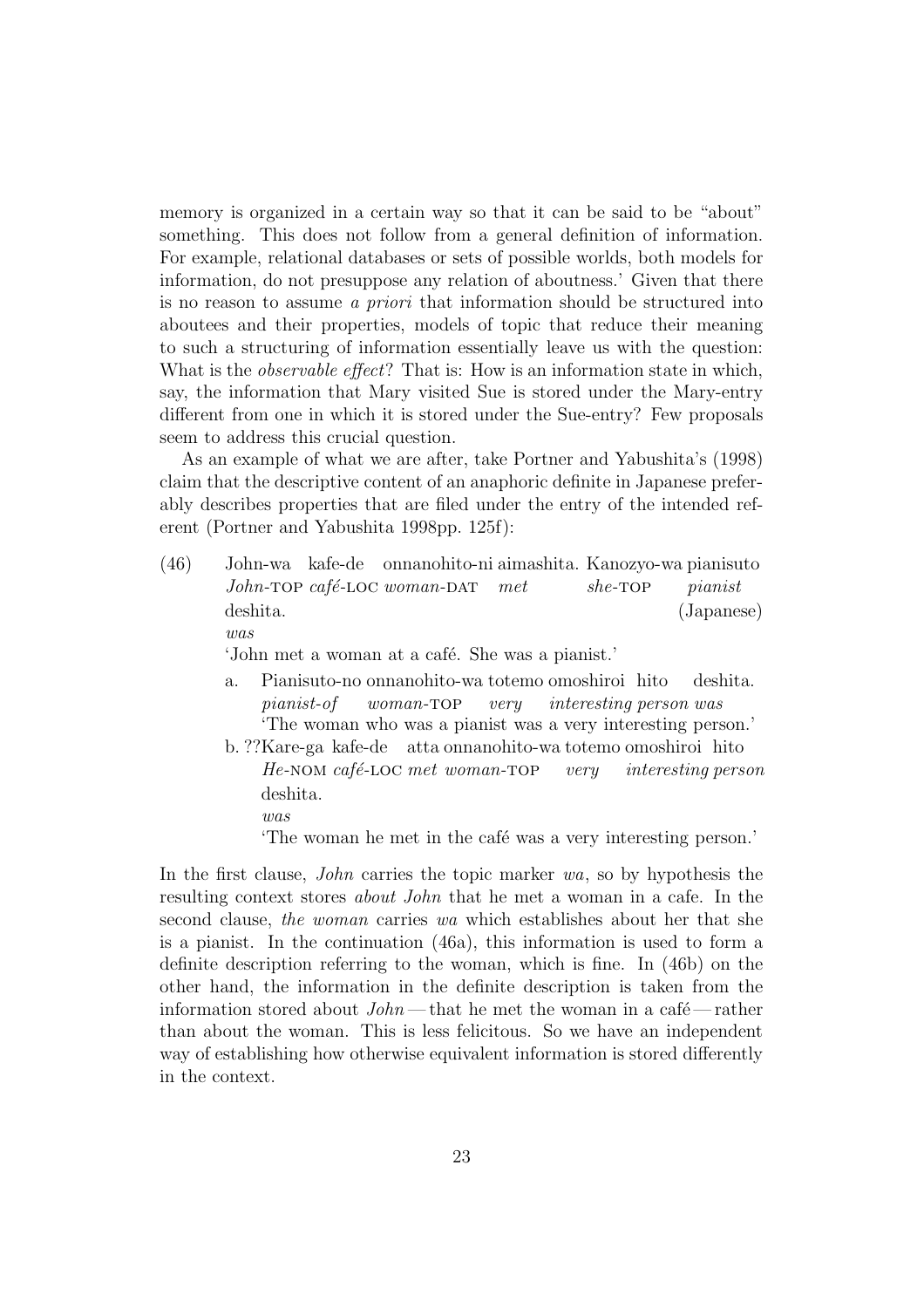memory is organized in a certain way so that it can be said to be "about" something. This does not follow from a general definition of information. For example, relational databases or sets of possible worlds, both models for information, do not presuppose any relation of aboutness.' Given that there is no reason to assume *a priori* that information should be structured into aboutees and their properties, models of topic that reduce their meaning to such a structuring of information essentially leave us with the question: What is the *observable effect*? That is: How is an information state in which, say, the information that Mary visited Sue is stored under the Mary-entry different from one in which it is stored under the Sue-entry? Few proposals seem to address this crucial question.

As an example of what we are after, take Portner and Yabushita's (1998) claim that the descriptive content of an anaphoric definite in Japanese preferably describes properties that are filed under the entry of the intended referent (Portner and Yabushita 1998pp. 125f):

(46) John-wa kafe-de onnanohito-ni aimashita. Kanozyo-wa pianisuto deshita. (Japanese)
*John*-TOP *café*-LOC *woman*-DAT *met* *she*-TOP *pianist* *was*
'John met a woman at a café. She was a pianist.'

a. Pianisuto-no onnanohito-wa totemo omoshiroi hito deshita.
*pianist-of* *woman*-TOP *very* *interesting person was*
'The woman who was a pianist was a very interesting person.'

b. ??Kare-ga kafe-de atta onnanohito-wa totemo omoshiroi hito deshita.
*He*-NOM *café*-LOC *met woman*-TOP *very* *interesting person* *was*
'The woman he met in the café was a very interesting person.'

In the first clause, *John* carries the topic marker *wa*, so by hypothesis the resulting context stores *about John* that he met a woman in a cafe. In the second clause, *the woman* carries *wa* which establishes about her that she is a pianist. In the continuation (46a), this information is used to form a definite description referring to the woman, which is fine. In (46b) on the other hand, the information in the definite description is taken from the information stored about *John* — that he met the woman in a café — rather than about the woman. This is less felicitous. So we have an independent way of establishing how otherwise equivalent information is stored differently in the context.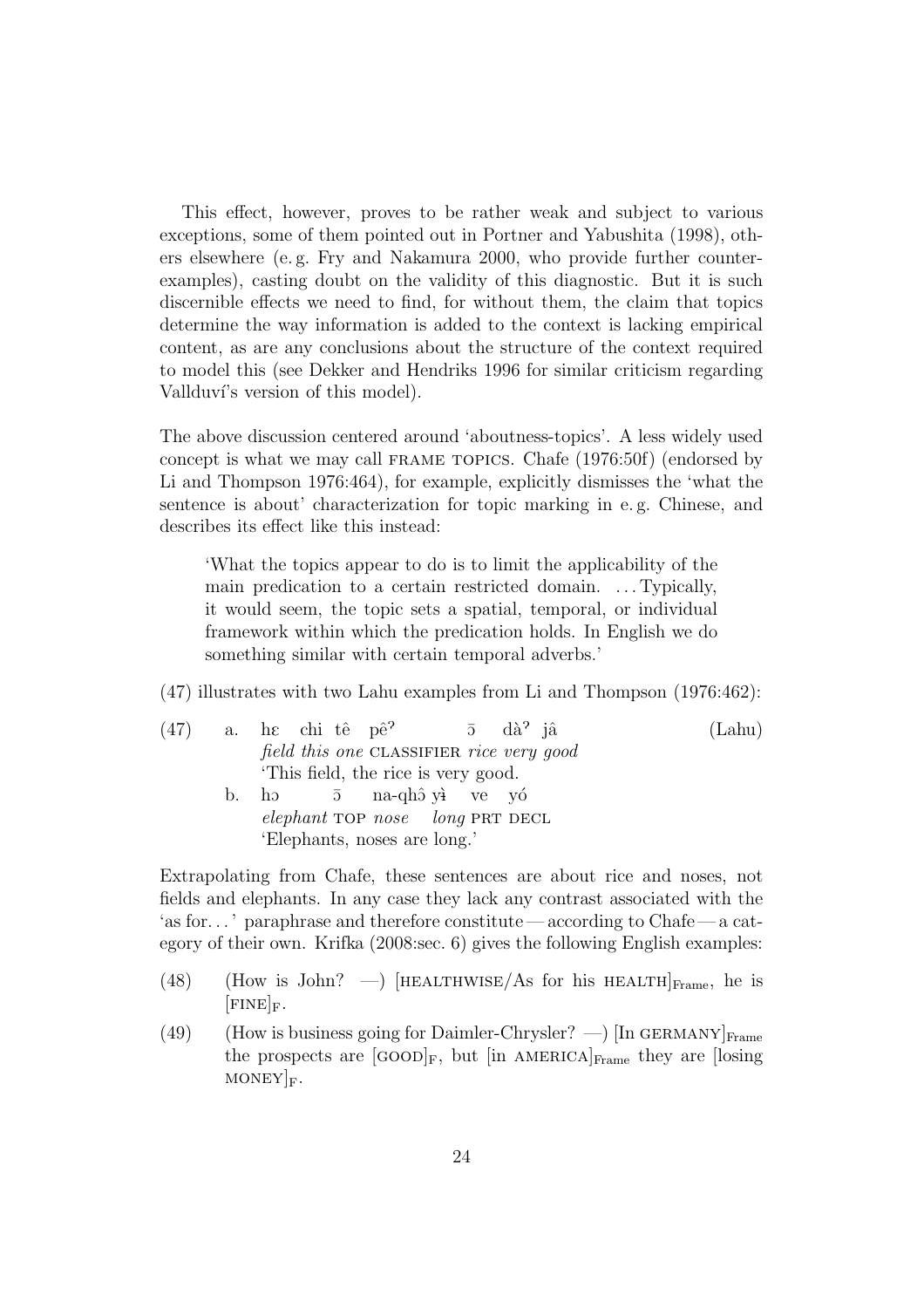This effect, however, proves to be rather weak and subject to various exceptions, some of them pointed out in Portner and Yabushita (1998), others elsewhere (e. g. Fry and Nakamura 2000, who provide further counterexamples), casting doubt on the validity of this diagnostic. But it is such discernible effects we need to find, for without them, the claim that topics determine the way information is added to the context is lacking empirical content, as are any conclusions about the structure of the context required to model this (see Dekker and Hendriks 1996 for similar criticism regarding Vallduví's version of this model).

The above discussion centered around 'aboutness-topics'. A less widely used concept is what we may call FRAME TOPICS. Chafe (1976:50f) (endorsed by Li and Thompson 1976:464), for example, explicitly dismisses the 'what the sentence is about' characterization for topic marking in e. g. Chinese, and describes its effect like this instead:

> 'What the topics appear to do is to limit the applicability of the main predication to a certain restricted domain. ... Typically, it would seem, the topic sets a spatial, temporal, or individual framework within which the predication holds. In English we do something similar with certain temporal adverbs.'

(47) illustrates with two Lahu examples from Li and Thompson (1976:462):

(47) a. hɛ chi tê pêˀ ɔ̄ dàˀ jâ (Lahu)
*field this one* CLASSIFIER *rice very good*
'This field, the rice is very good.'

b. hɔ ɔ̄ na-qhɔ̂ yɨ̀ ve yó
*elephant* TOP *nose long* PRT DECL
'Elephants, noses are long.'

Extrapolating from Chafe, these sentences are about rice and noses, not fields and elephants. In any case they lack any contrast associated with the 'as for...' paraphrase and therefore constitute — according to Chafe — a category of their own. Krifka (2008:sec. 6) gives the following English examples:

(48) (How is John? —) [HEALTHWISE/As for his HEALTH]$_{\text{Frame}}$, he is [FINE]$_{\text{F}}$.

(49) (How is business going for Daimler-Chrysler? —) [In GERMANY]$_{\text{Frame}}$ the prospects are [GOOD]$_{\text{F}}$, but [in AMERICA]$_{\text{Frame}}$ they are [losing MONEY]$_{\text{F}}$.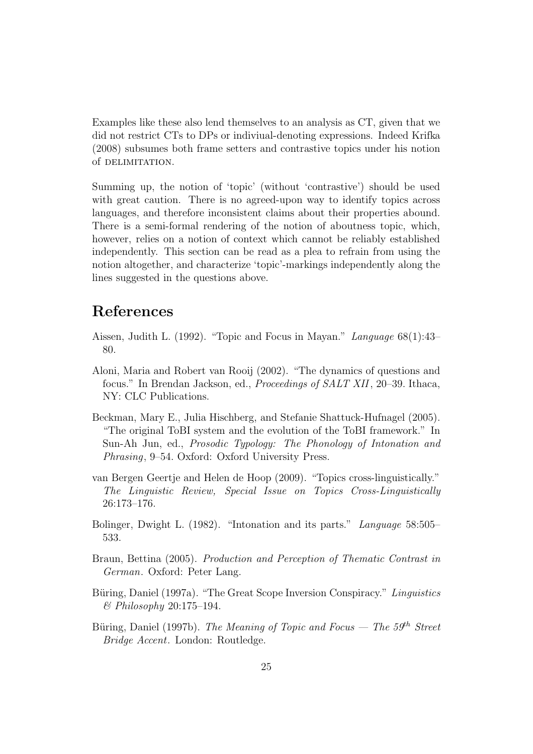Examples like these also lend themselves to an analysis as CT, given that we did not restrict CTs to DPs or indiviual-denoting expressions. Indeed Krifka (2008) subsumes both frame setters and contrastive topics under his notion of DELIMITATION.

Summing up, the notion of 'topic' (without 'contrastive') should be used with great caution. There is no agreed-upon way to identify topics across languages, and therefore inconsistent claims about their properties abound. There is a semi-formal rendering of the notion of aboutness topic, which, however, relies on a notion of context which cannot be reliably established independently. This section can be read as a plea to refrain from using the notion altogether, and characterize 'topic'-markings independently along the lines suggested in the questions above.

# References

Aissen, Judith L. (1992). "Topic and Focus in Mayan." *Language* 68(1):43–80.

Aloni, Maria and Robert van Rooij (2002). "The dynamics of questions and focus." In Brendan Jackson, ed., *Proceedings of SALT XII*, 20–39. Ithaca, NY: CLC Publications.

Beckman, Mary E., Julia Hischberg, and Stefanie Shattuck-Hufnagel (2005). "The original ToBI system and the evolution of the ToBI framework." In Sun-Ah Jun, ed., *Prosodic Typology: The Phonology of Intonation and Phrasing*, 9–54. Oxford: Oxford University Press.

van Bergen Geertje and Helen de Hoop (2009). "Topics cross-linguistically." *The Linguistic Review, Special Issue on Topics Cross-Linguistically* 26:173–176.

Bolinger, Dwight L. (1982). "Intonation and its parts." *Language* 58:505–533.

Braun, Bettina (2005). *Production and Perception of Thematic Contrast in German*. Oxford: Peter Lang.

Büring, Daniel (1997a). "The Great Scope Inversion Conspiracy." *Linguistics & Philosophy* 20:175–194.

Büring, Daniel (1997b). *The Meaning of Topic and Focus — The 59th Street Bridge Accent*. London: Routledge.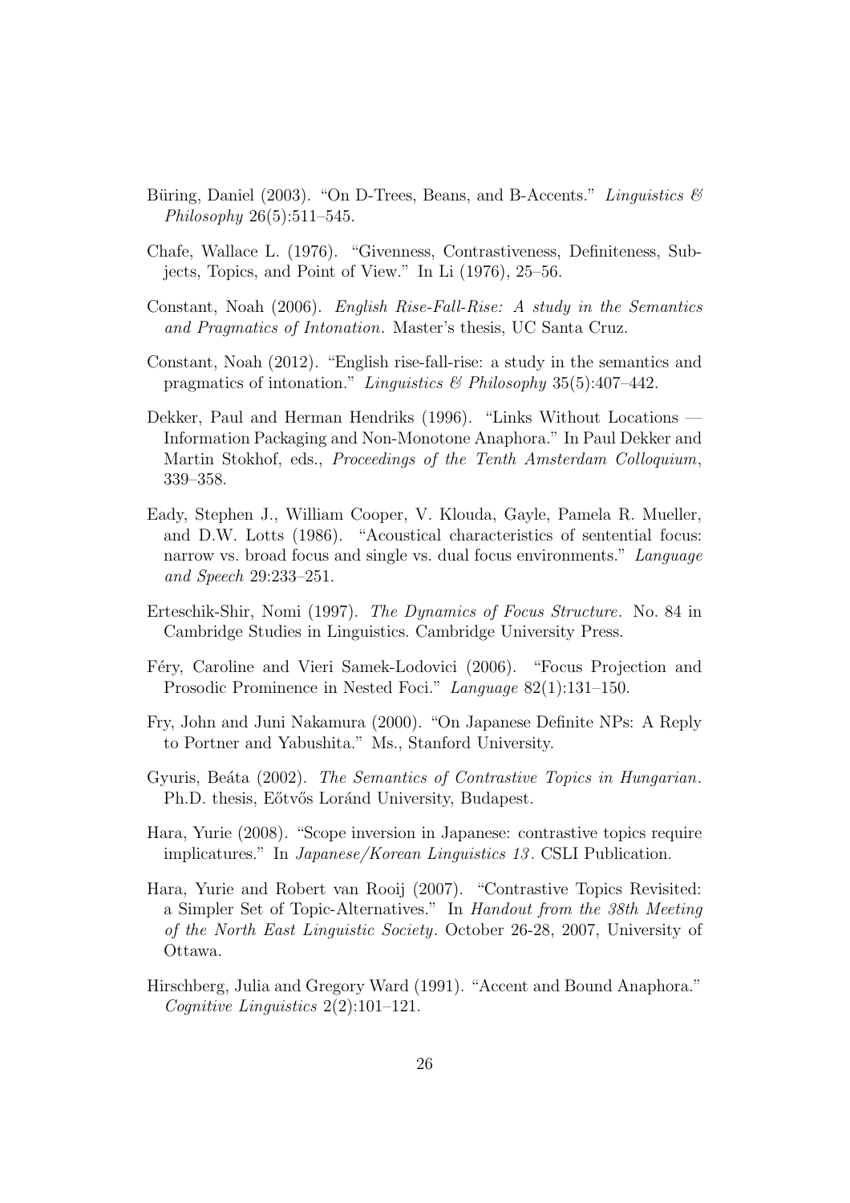Büring, Daniel (2003). "On D-Trees, Beans, and B-Accents." *Linguistics & Philosophy* 26(5):511–545.

Chafe, Wallace L. (1976). "Givenness, Contrastiveness, Definiteness, Subjects, Topics, and Point of View." In Li (1976), 25–56.

Constant, Noah (2006). *English Rise-Fall-Rise: A study in the Semantics and Pragmatics of Intonation*. Master's thesis, UC Santa Cruz.

Constant, Noah (2012). "English rise-fall-rise: a study in the semantics and pragmatics of intonation." *Linguistics & Philosophy* 35(5):407–442.

Dekker, Paul and Herman Hendriks (1996). "Links Without Locations — Information Packaging and Non-Monotone Anaphora." In Paul Dekker and Martin Stokhof, eds., *Proceedings of the Tenth Amsterdam Colloquium*, 339–358.

Eady, Stephen J., William Cooper, V. Klouda, Gayle, Pamela R. Mueller, and D.W. Lotts (1986). "Acoustical characteristics of sentential focus: narrow vs. broad focus and single vs. dual focus environments." *Language and Speech* 29:233–251.

Erteschik-Shir, Nomi (1997). *The Dynamics of Focus Structure*. No. 84 in Cambridge Studies in Linguistics. Cambridge University Press.

Féry, Caroline and Vieri Samek-Lodovici (2006). "Focus Projection and Prosodic Prominence in Nested Foci." *Language* 82(1):131–150.

Fry, John and Juni Nakamura (2000). "On Japanese Definite NPs: A Reply to Portner and Yabushita." Ms., Stanford University.

Gyuris, Beáta (2002). *The Semantics of Contrastive Topics in Hungarian*. Ph.D. thesis, Eőtvős Loránd University, Budapest.

Hara, Yurie (2008). "Scope inversion in Japanese: contrastive topics require implicatures." In *Japanese/Korean Linguistics 13*. CSLI Publication.

Hara, Yurie and Robert van Rooij (2007). "Contrastive Topics Revisited: a Simpler Set of Topic-Alternatives." In *Handout from the 38th Meeting of the North East Linguistic Society*. October 26-28, 2007, University of Ottawa.

Hirschberg, Julia and Gregory Ward (1991). "Accent and Bound Anaphora." *Cognitive Linguistics* 2(2):101–121.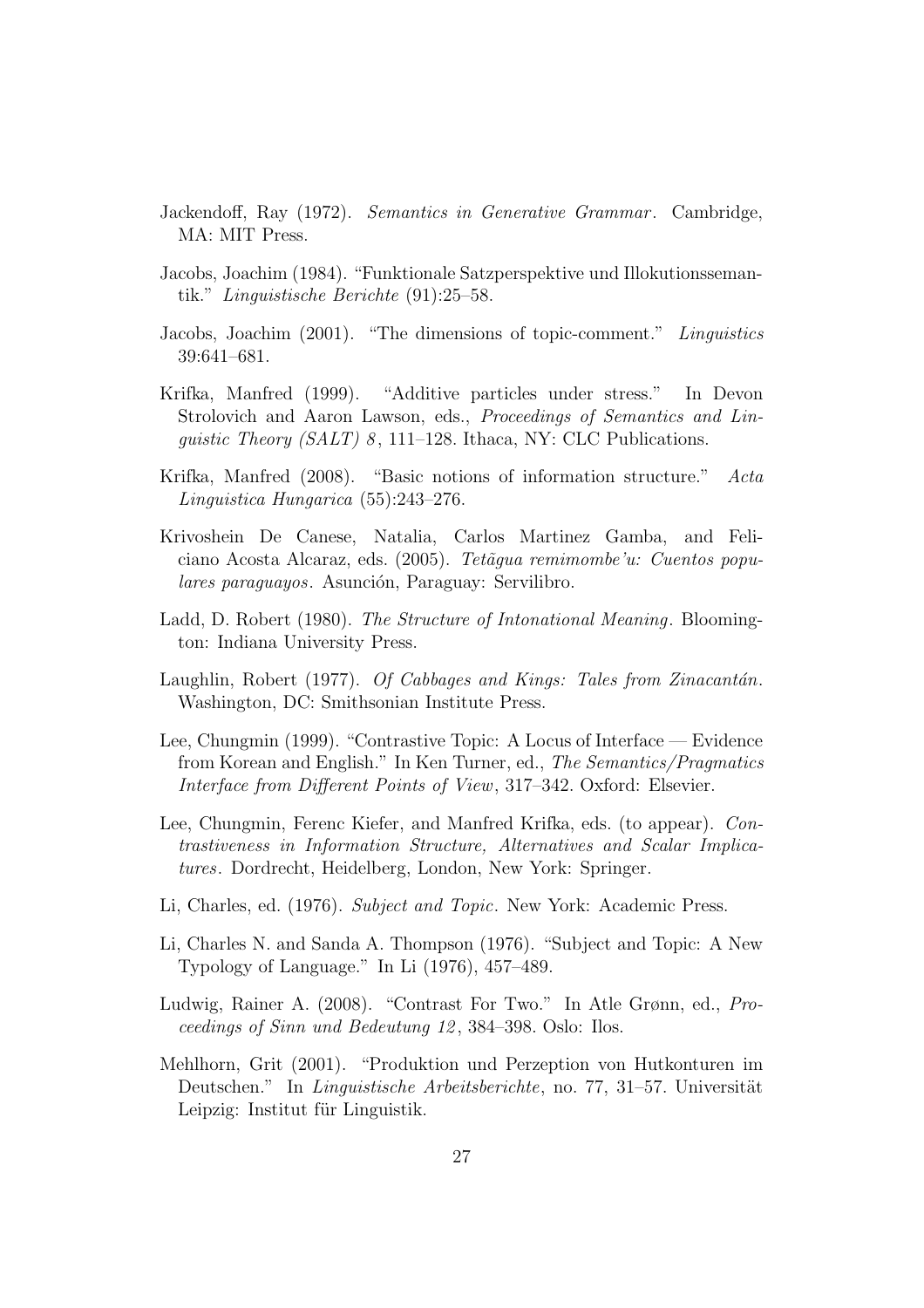Jackendoff, Ray (1972). *Semantics in Generative Grammar*. Cambridge, MA: MIT Press.

Jacobs, Joachim (1984). "Funktionale Satzperspektive und Illokutionssemantik." *Linguistische Berichte* (91):25–58.

Jacobs, Joachim (2001). "The dimensions of topic-comment." *Linguistics* 39:641–681.

Krifka, Manfred (1999). "Additive particles under stress." In Devon Strolovich and Aaron Lawson, eds., *Proceedings of Semantics and Linguistic Theory (SALT) 8*, 111–128. Ithaca, NY: CLC Publications.

Krifka, Manfred (2008). "Basic notions of information structure." *Acta Linguistica Hungarica* (55):243–276.

Krivoshein De Canese, Natalia, Carlos Martinez Gamba, and Feliciano Acosta Alcaraz, eds. (2005). *Tetãgua remimombe'u: Cuentos populares paraguayos*. Asunción, Paraguay: Servilibro.

Ladd, D. Robert (1980). *The Structure of Intonational Meaning*. Bloomington: Indiana University Press.

Laughlin, Robert (1977). *Of Cabbages and Kings: Tales from Zinacantán*. Washington, DC: Smithsonian Institute Press.

Lee, Chungmin (1999). "Contrastive Topic: A Locus of Interface — Evidence from Korean and English." In Ken Turner, ed., *The Semantics/Pragmatics Interface from Different Points of View*, 317–342. Oxford: Elsevier.

Lee, Chungmin, Ferenc Kiefer, and Manfred Krifka, eds. (to appear). *Contrastiveness in Information Structure, Alternatives and Scalar Implicatures*. Dordrecht, Heidelberg, London, New York: Springer.

Li, Charles, ed. (1976). *Subject and Topic*. New York: Academic Press.

Li, Charles N. and Sanda A. Thompson (1976). "Subject and Topic: A New Typology of Language." In Li (1976), 457–489.

Ludwig, Rainer A. (2008). "Contrast For Two." In Atle Grønn, ed., *Proceedings of Sinn und Bedeutung 12*, 384–398. Oslo: Ilos.

Mehlhorn, Grit (2001). "Produktion und Perzeption von Hutkonturen im Deutschen." In *Linguistische Arbeitsberichte*, no. 77, 31–57. Universität Leipzig: Institut für Linguistik.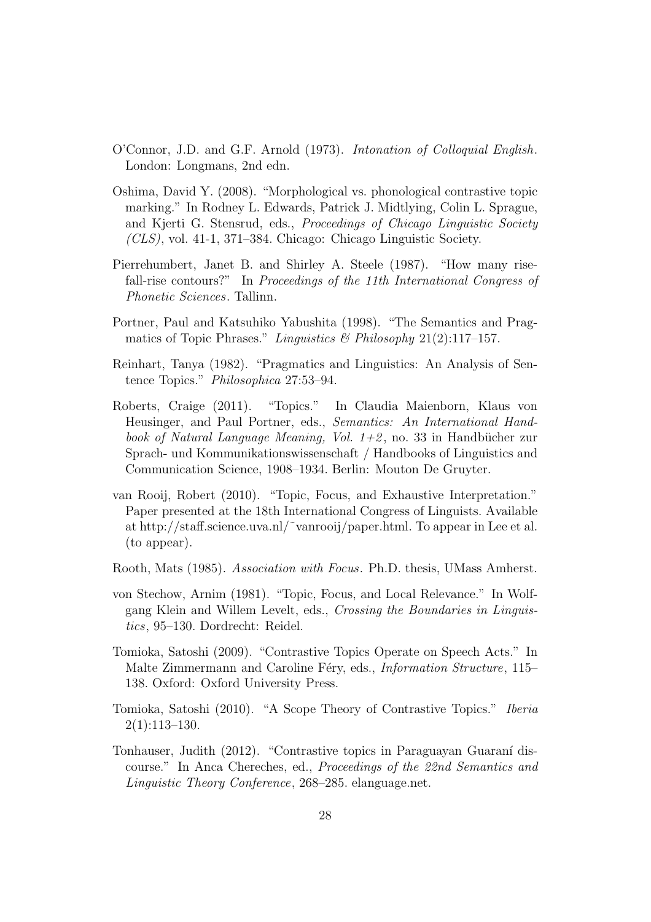O'Connor, J.D. and G.F. Arnold (1973). *Intonation of Colloquial English*. London: Longmans, 2nd edn.

Oshima, David Y. (2008). "Morphological vs. phonological contrastive topic marking." In Rodney L. Edwards, Patrick J. Midtlying, Colin L. Sprague, and Kjerti G. Stensrud, eds., *Proceedings of Chicago Linguistic Society (CLS)*, vol. 41-1, 371–384. Chicago: Chicago Linguistic Society.

Pierrehumbert, Janet B. and Shirley A. Steele (1987). "How many rise-fall-rise contours?" In *Proceedings of the 11th International Congress of Phonetic Sciences*. Tallinn.

Portner, Paul and Katsuhiko Yabushita (1998). "The Semantics and Pragmatics of Topic Phrases." *Linguistics & Philosophy* 21(2):117–157.

Reinhart, Tanya (1982). "Pragmatics and Linguistics: An Analysis of Sentence Topics." *Philosophica* 27:53–94.

Roberts, Craige (2011). "Topics." In Claudia Maienborn, Klaus von Heusinger, and Paul Portner, eds., *Semantics: An International Handbook of Natural Language Meaning, Vol. 1+2*, no. 33 in Handbücher zur Sprach- und Kommunikationswissenschaft / Handbooks of Linguistics and Communication Science, 1908–1934. Berlin: Mouton De Gruyter.

van Rooij, Robert (2010). "Topic, Focus, and Exhaustive Interpretation." Paper presented at the 18th International Congress of Linguists. Available at http://staff.science.uva.nl/~vanrooij/paper.html. To appear in Lee et al. (to appear).

Rooth, Mats (1985). *Association with Focus*. Ph.D. thesis, UMass Amherst.

von Stechow, Arnim (1981). "Topic, Focus, and Local Relevance." In Wolfgang Klein and Willem Levelt, eds., *Crossing the Boundaries in Linguistics*, 95–130. Dordrecht: Reidel.

Tomioka, Satoshi (2009). "Contrastive Topics Operate on Speech Acts." In Malte Zimmermann and Caroline Féry, eds., *Information Structure*, 115–138. Oxford: Oxford University Press.

Tomioka, Satoshi (2010). "A Scope Theory of Contrastive Topics." *Iberia* 2(1):113–130.

Tonhauser, Judith (2012). "Contrastive topics in Paraguayan Guaraní discourse." In Anca Chereches, ed., *Proceedings of the 22nd Semantics and Linguistic Theory Conference*, 268–285. elanguage.net.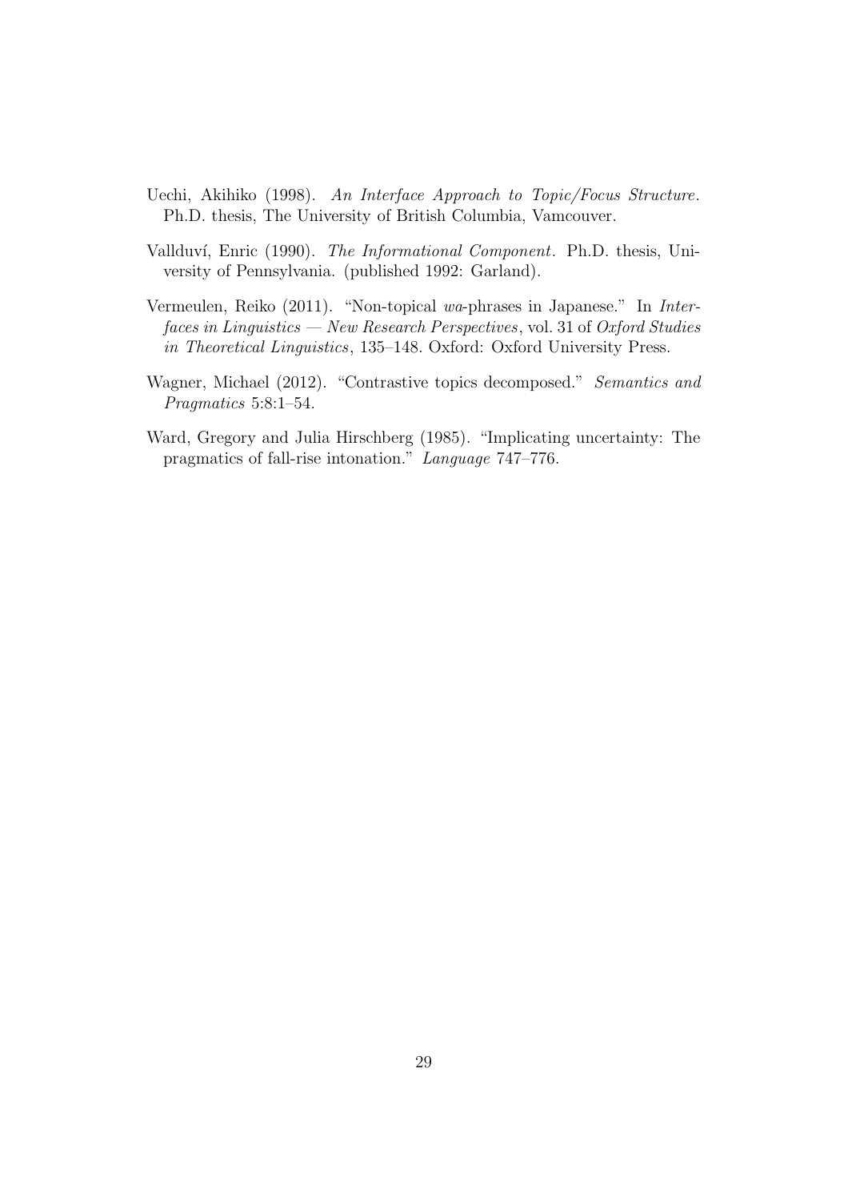Uechi, Akihiko (1998). *An Interface Approach to Topic/Focus Structure*. Ph.D. thesis, The University of British Columbia, Vamcouver.

Vallduví, Enric (1990). *The Informational Component*. Ph.D. thesis, University of Pennsylvania. (published 1992: Garland).

Vermeulen, Reiko (2011). "Non-topical *wa*-phrases in Japanese." In *Interfaces in Linguistics — New Research Perspectives*, vol. 31 of *Oxford Studies in Theoretical Linguistics*, 135–148. Oxford: Oxford University Press.

Wagner, Michael (2012). "Contrastive topics decomposed." *Semantics and Pragmatics* 5:8:1–54.

Ward, Gregory and Julia Hirschberg (1985). "Implicating uncertainty: The pragmatics of fall-rise intonation." *Language* 747–776.